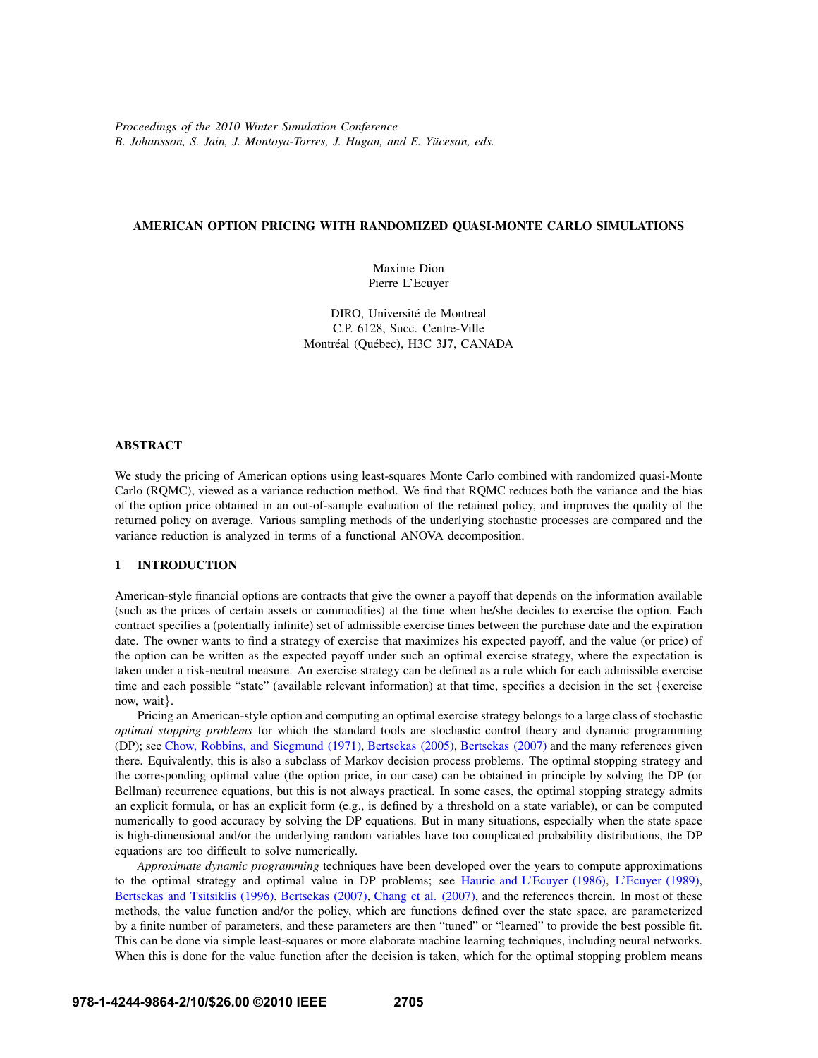Proceedings of the 2010 Winter Simulation Conference
B. Johansson, S. Jain, J. Montoya-Torres, J. Hugan, and E. Yücesan, eds.

# AMERICAN OPTION PRICING WITH RANDOMIZED QUASI-MONTE CARLO SIMULATIONS

Maxime Dion
Pierre L'Ecuyer

DIRO, Université de Montreal
C.P. 6128, Succ. Centre-Ville
Montréal (Québec), H3C 3J7, CANADA

## ABSTRACT

We study the pricing of American options using least-squares Monte Carlo combined with randomized quasi-Monte Carlo (RQMC), viewed as a variance reduction method. We find that RQMC reduces both the variance and the bias of the option price obtained in an out-of-sample evaluation of the retained policy, and improves the quality of the returned policy on average. Various sampling methods of the underlying stochastic processes are compared and the variance reduction is analyzed in terms of a functional ANOVA decomposition.

## 1 INTRODUCTION

American-style financial options are contracts that give the owner a payoff that depends on the information available (such as the prices of certain assets or commodities) at the time when he/she decides to exercise the option. Each contract specifies a (potentially infinite) set of admissible exercise times between the purchase date and the expiration date. The owner wants to find a strategy of exercise that maximizes his expected payoff, and the value (or price) of the option can be written as the expected payoff under such an optimal exercise strategy, where the expectation is taken under a risk-neutral measure. An exercise strategy can be defined as a rule which for each admissible exercise time and each possible "state" (available relevant information) at that time, specifies a decision in the set {exercise now, wait}.

Pricing an American-style option and computing an optimal exercise strategy belongs to a large class of stochastic *optimal stopping problems* for which the standard tools are stochastic control theory and dynamic programming (DP); see Chow, Robbins, and Siegmund (1971), Bertsekas (2005), Bertsekas (2007) and the many references given there. Equivalently, this is also a subclass of Markov decision process problems. The optimal stopping strategy and the corresponding optimal value (the option price, in our case) can be obtained in principle by solving the DP (or Bellman) recurrence equations, but this is not always practical. In some cases, the optimal stopping strategy admits an explicit formula, or has an explicit form (e.g., is defined by a threshold on a state variable), or can be computed numerically to good accuracy by solving the DP equations. But in many situations, especially when the state space is high-dimensional and/or the underlying random variables have too complicated probability distributions, the DP equations are too difficult to solve numerically.

*Approximate dynamic programming* techniques have been developed over the years to compute approximations to the optimal strategy and optimal value in DP problems; see Haurie and L'Ecuyer (1986), L'Ecuyer (1989), Bertsekas and Tsitsiklis (1996), Bertsekas (2007), Chang et al. (2007), and the references therein. In most of these methods, the value function and/or the policy, which are functions defined over the state space, are parameterized by a finite number of parameters, and these parameters are then "tuned" or "learned" to provide the best possible fit. This can be done via simple least-squares or more elaborate machine learning techniques, including neural networks. When this is done for the value function after the decision is taken, which for the optimal stopping problem means

978-1-4244-9864-2/10/$26.00 ©2010 IEEE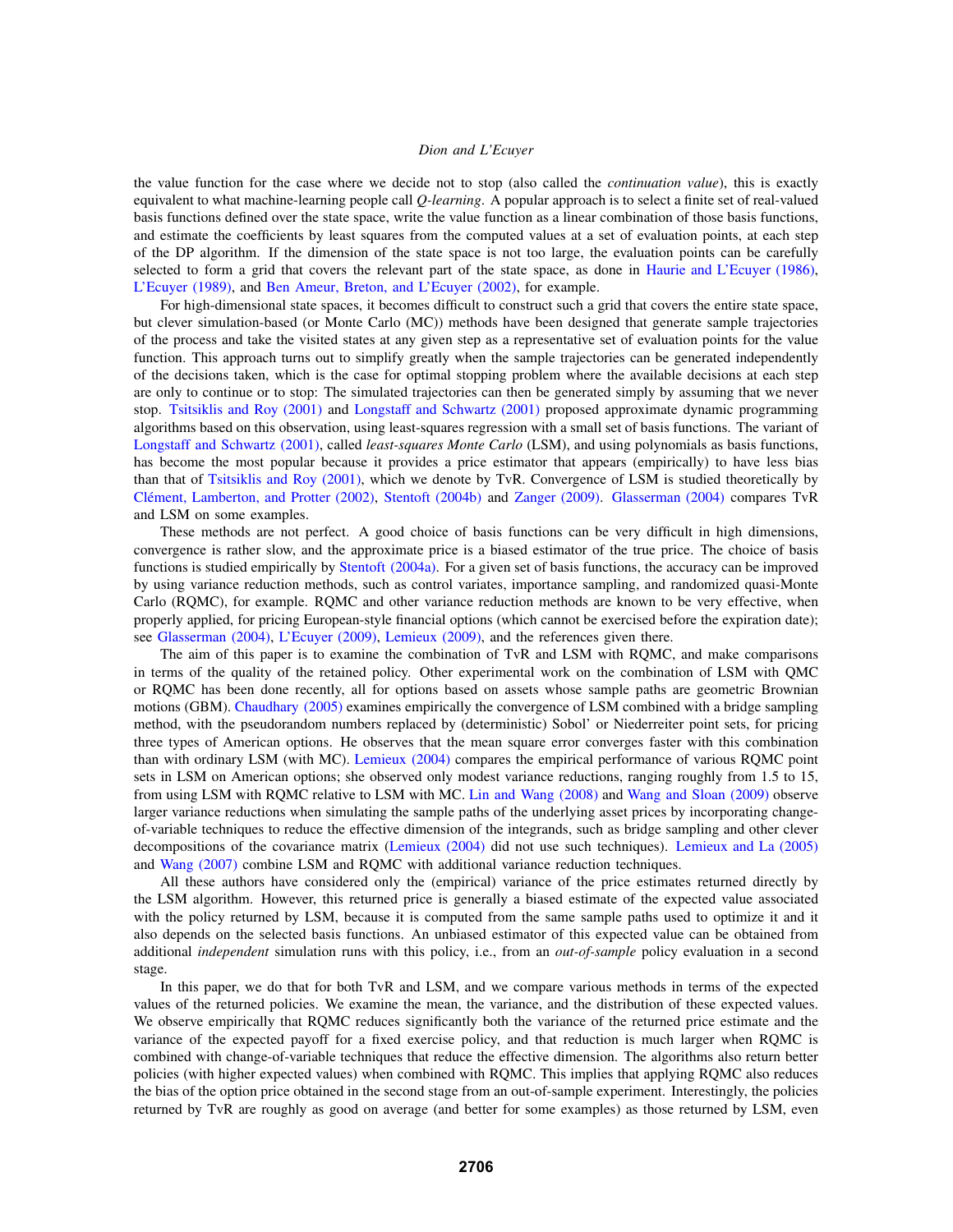the value function for the case where we decide not to stop (also called the *continuation value*), this is exactly equivalent to what machine-learning people call *Q-learning*. A popular approach is to select a finite set of real-valued basis functions defined over the state space, write the value function as a linear combination of those basis functions, and estimate the coefficients by least squares from the computed values at a set of evaluation points, at each step of the DP algorithm. If the dimension of the state space is not too large, the evaluation points can be carefully selected to form a grid that covers the relevant part of the state space, as done in Haurie and L'Ecuyer (1986), L'Ecuyer (1989), and Ben Ameur, Breton, and L'Ecuyer (2002), for example.

For high-dimensional state spaces, it becomes difficult to construct such a grid that covers the entire state space, but clever simulation-based (or Monte Carlo (MC)) methods have been designed that generate sample trajectories of the process and take the visited states at any given step as a representative set of evaluation points for the value function. This approach turns out to simplify greatly when the sample trajectories can be generated independently of the decisions taken, which is the case for optimal stopping problem where the available decisions at each step are only to continue or to stop: The simulated trajectories can then be generated simply by assuming that we never stop. Tsitsiklis and Roy (2001) and Longstaff and Schwartz (2001) proposed approximate dynamic programming algorithms based on this observation, using least-squares regression with a small set of basis functions. The variant of Longstaff and Schwartz (2001), called *least-squares Monte Carlo* (LSM), and using polynomials as basis functions, has become the most popular because it provides a price estimator that appears (empirically) to have less bias than that of Tsitsiklis and Roy (2001), which we denote by TvR. Convergence of LSM is studied theoretically by Clément, Lamberton, and Protter (2002), Stentoft (2004b) and Zanger (2009). Glasserman (2004) compares TvR and LSM on some examples.

These methods are not perfect. A good choice of basis functions can be very difficult in high dimensions, convergence is rather slow, and the approximate price is a biased estimator of the true price. The choice of basis functions is studied empirically by Stentoft (2004a). For a given set of basis functions, the accuracy can be improved by using variance reduction methods, such as control variates, importance sampling, and randomized quasi-Monte Carlo (RQMC), for example. RQMC and other variance reduction methods are known to be very effective, when properly applied, for pricing European-style financial options (which cannot be exercised before the expiration date); see Glasserman (2004), L'Ecuyer (2009), Lemieux (2009), and the references given there.

The aim of this paper is to examine the combination of TvR and LSM with RQMC, and make comparisons in terms of the quality of the retained policy. Other experimental work on the combination of LSM with QMC or RQMC has been done recently, all for options based on assets whose sample paths are geometric Brownian motions (GBM). Chaudhary (2005) examines empirically the convergence of LSM combined with a bridge sampling method, with the pseudorandom numbers replaced by (deterministic) Sobol' or Niederreiter point sets, for pricing three types of American options. He observes that the mean square error converges faster with this combination than with ordinary LSM (with MC). Lemieux (2004) compares the empirical performance of various RQMC point sets in LSM on American options; she observed only modest variance reductions, ranging roughly from 1.5 to 15, from using LSM with RQMC relative to LSM with MC. Lin and Wang (2008) and Wang and Sloan (2009) observe larger variance reductions when simulating the sample paths of the underlying asset prices by incorporating change-of-variable techniques to reduce the effective dimension of the integrands, such as bridge sampling and other clever decompositions of the covariance matrix (Lemieux (2004) did not use such techniques). Lemieux and La (2005) and Wang (2007) combine LSM and RQMC with additional variance reduction techniques.

All these authors have considered only the (empirical) variance of the price estimates returned directly by the LSM algorithm. However, this returned price is generally a biased estimate of the expected value associated with the policy returned by LSM, because it is computed from the same sample paths used to optimize it and it also depends on the selected basis functions. An unbiased estimator of this expected value can be obtained from additional *independent* simulation runs with this policy, i.e., from an *out-of-sample* policy evaluation in a second stage.

In this paper, we do that for both TvR and LSM, and we compare various methods in terms of the expected values of the returned policies. We examine the mean, the variance, and the distribution of these expected values. We observe empirically that RQMC reduces significantly both the variance of the returned price estimate and the variance of the expected payoff for a fixed exercise policy, and that reduction is much larger when RQMC is combined with change-of-variable techniques that reduce the effective dimension. The algorithms also return better policies (with higher expected values) when combined with RQMC. This implies that applying RQMC also reduces the bias of the option price obtained in the second stage from an out-of-sample experiment. Interestingly, the policies returned by TvR are roughly as good on average (and better for some examples) as those returned by LSM, even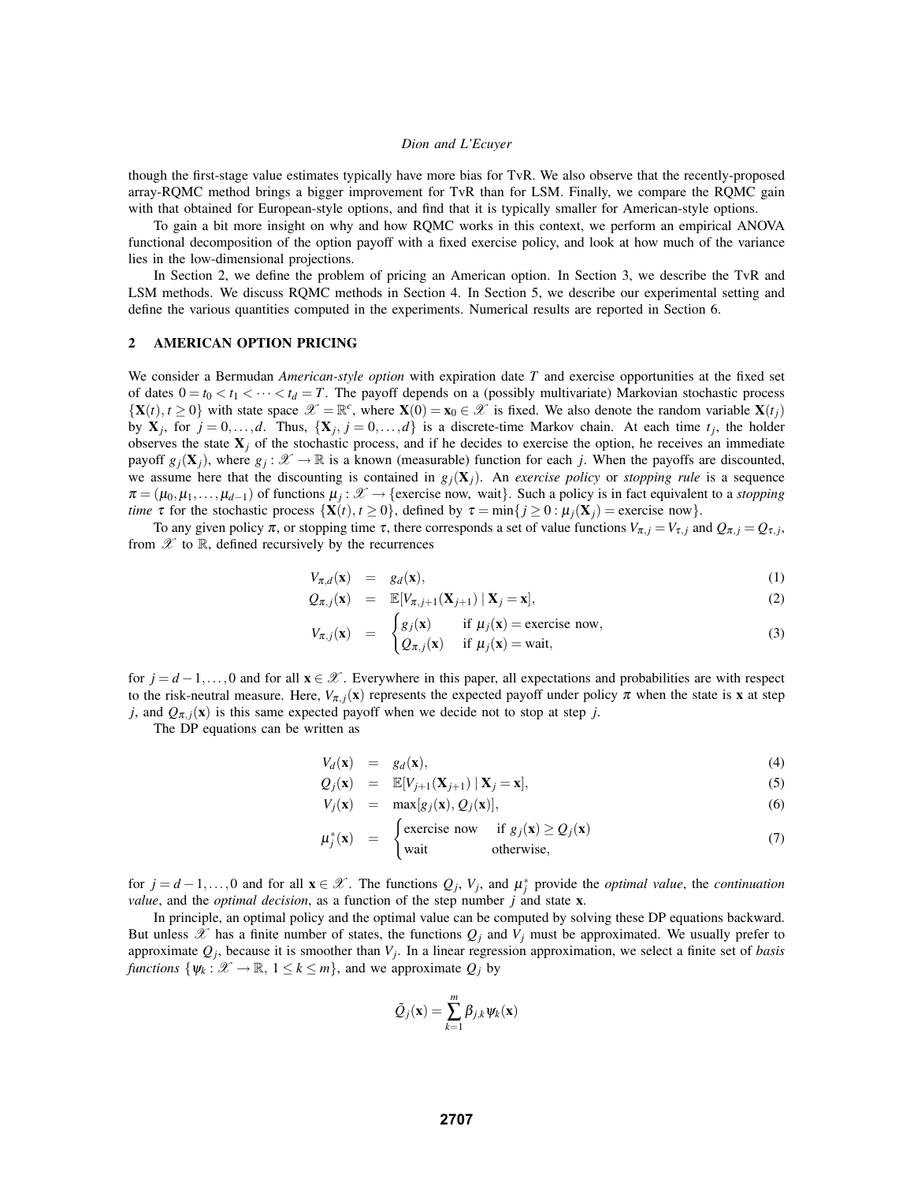though the first-stage value estimates typically have more bias for TvR. We also observe that the recently-proposed array-RQMC method brings a bigger improvement for TvR than for LSM. Finally, we compare the RQMC gain with that obtained for European-style options, and find that it is typically smaller for American-style options.

To gain a bit more insight on why and how RQMC works in this context, we perform an empirical ANOVA functional decomposition of the option payoff with a fixed exercise policy, and look at how much of the variance lies in the low-dimensional projections.

In Section 2, we define the problem of pricing an American option. In Section 3, we describe the TvR and LSM methods. We discuss RQMC methods in Section 4. In Section 5, we describe our experimental setting and define the various quantities computed in the experiments. Numerical results are reported in Section 6.

## 2 AMERICAN OPTION PRICING

We consider a Bermudan *American-style option* with expiration date $T$ and exercise opportunities at the fixed set of dates $0 = t_0 < t_1 < \cdots < t_d = T$. The payoff depends on a (possibly multivariate) Markovian stochastic process $\{\mathbf{X}(t), t \geq 0\}$ with state space $\mathscr{X} = \mathbb{R}^c$, where $\mathbf{X}(0) = \mathbf{x}_0 \in \mathscr{X}$ is fixed. We also denote the random variable $\mathbf{X}(t_j)$ by $\mathbf{X}_j$, for $j = 0, \ldots, d$. Thus, $\{\mathbf{X}_j, j = 0, \ldots, d\}$ is a discrete-time Markov chain. At each time $t_j$, the holder observes the state $\mathbf{X}_j$ of the stochastic process, and if he decides to exercise the option, he receives an immediate payoff $g_j(\mathbf{X}_j)$, where $g_j : \mathscr{X} \to \mathbb{R}$ is a known (measurable) function for each $j$. When the payoffs are discounted, we assume here that the discounting is contained in $g_j(\mathbf{X}_j)$. An *exercise policy* or *stopping rule* is a sequence $\pi = (\mu_0, \mu_1, \ldots, \mu_{d-1})$ of functions $\mu_j : \mathscr{X} \to \{\text{exercise now, wait}\}$. Such a policy is in fact equivalent to a *stopping time* $\tau$ for the stochastic process $\{\mathbf{X}(t), t \geq 0\}$, defined by $\tau = \min\{j \geq 0 : \mu_j(\mathbf{X}_j) = \text{exercise now}\}$.

To any given policy $\pi$, or stopping time $\tau$, there corresponds a set of value functions $V_{\pi,j} = V_{\tau,j}$ and $Q_{\pi,j} = Q_{\tau,j}$, from $\mathscr{X}$ to $\mathbb{R}$, defined recursively by the recurrences

$$
\begin{aligned}
V_{\pi,d}(\mathbf{x}) &= g_d(\mathbf{x}), && (1)\\
Q_{\pi,j}(\mathbf{x}) &= \mathbb{E}[V_{\pi,j+1}(\mathbf{X}_{j+1}) \mid \mathbf{X}_j = \mathbf{x}], && (2)\\
V_{\pi,j}(\mathbf{x}) &= \begin{cases} g_j(\mathbf{x}) & \text{if } \mu_j(\mathbf{x}) = \text{exercise now},\\ Q_{\pi,j}(\mathbf{x}) & \text{if } \mu_j(\mathbf{x}) = \text{wait}, \end{cases} && (3)
\end{aligned}
$$

for $j = d-1, \ldots, 0$ and for all $\mathbf{x} \in \mathscr{X}$. Everywhere in this paper, all expectations and probabilities are with respect to the risk-neutral measure. Here, $V_{\pi,j}(\mathbf{x})$ represents the expected payoff under policy $\pi$ when the state is $\mathbf{x}$ at step $j$, and $Q_{\pi,j}(\mathbf{x})$ is this same expected payoff when we decide not to stop at step $j$.

The DP equations can be written as

$$
\begin{aligned}
V_d(\mathbf{x}) &= g_d(\mathbf{x}), && (4)\\
Q_j(\mathbf{x}) &= \mathbb{E}[V_{j+1}(\mathbf{X}_{j+1}) \mid \mathbf{X}_j = \mathbf{x}], && (5)\\
V_j(\mathbf{x}) &= \max[g_j(\mathbf{x}), Q_j(\mathbf{x})], && (6)\\
\mu_j^*(\mathbf{x}) &= \begin{cases} \text{exercise now} & \text{if } g_j(\mathbf{x}) \geq Q_j(\mathbf{x})\\ \text{wait} & \text{otherwise}, \end{cases} && (7)
\end{aligned}
$$

for $j = d-1, \ldots, 0$ and for all $\mathbf{x} \in \mathscr{X}$. The functions $Q_j$, $V_j$, and $\mu_j^*$ provide the *optimal value*, the *continuation value*, and the *optimal decision*, as a function of the step number $j$ and state $\mathbf{x}$.

In principle, an optimal policy and the optimal value can be computed by solving these DP equations backward. But unless $\mathscr{X}$ has a finite number of states, the functions $Q_j$ and $V_j$ must be approximated. We usually prefer to approximate $Q_j$, because it is smoother than $V_j$. In a linear regression approximation, we select a finite set of *basis functions* $\{\psi_k : \mathscr{X} \to \mathbb{R},\ 1 \leq k \leq m\}$, and we approximate $Q_j$ by

$$
\tilde{Q}_j(\mathbf{x}) = \sum_{k=1}^{m} \beta_{j,k} \psi_k(\mathbf{x})
$$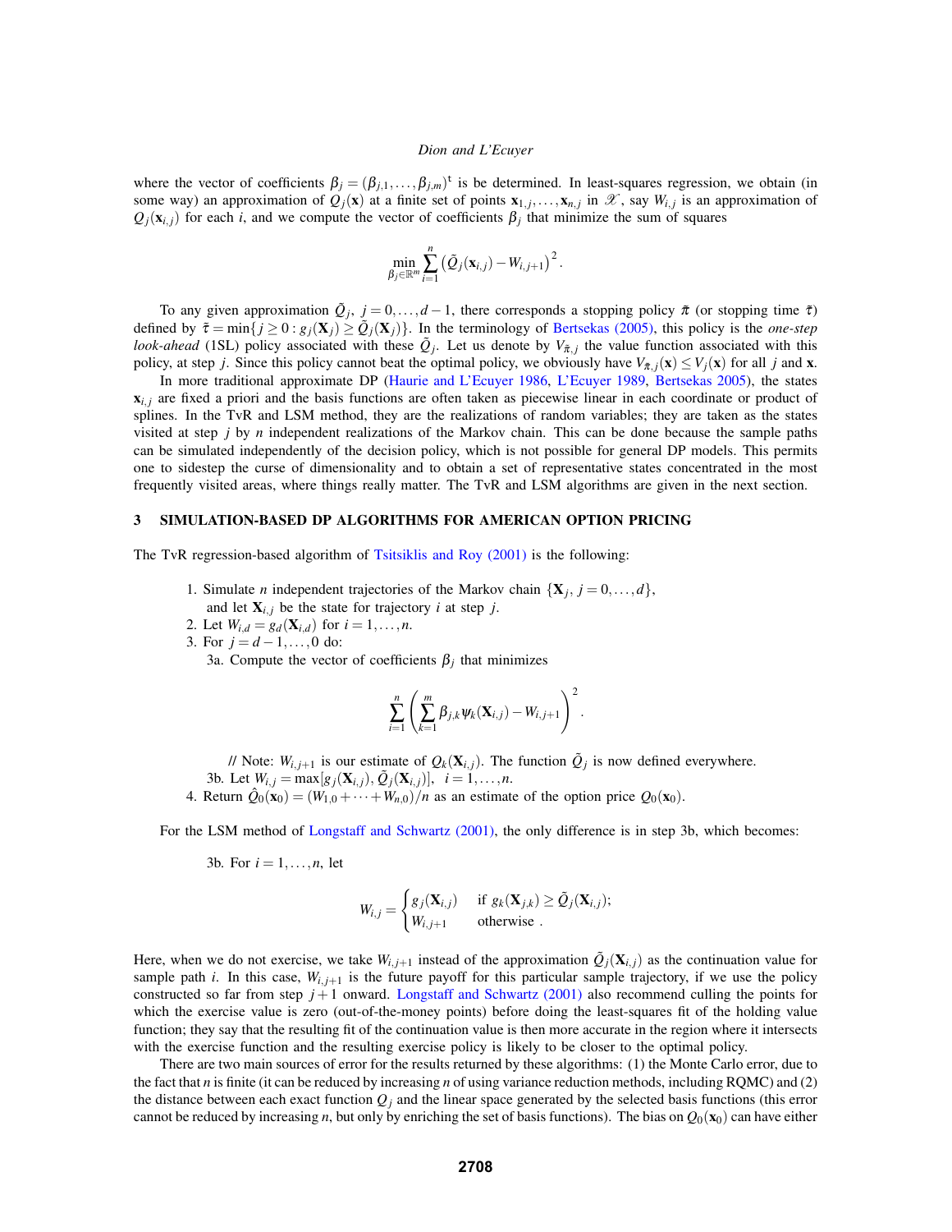where the vector of coefficients $\beta_j = (\beta_{j,1}, \ldots, \beta_{j,m})^{\mathsf{t}}$ is be determined. In least-squares regression, we obtain (in some way) an approximation of $Q_j(\mathbf{x})$ at a finite set of points $\mathbf{x}_{1,j}, \ldots, \mathbf{x}_{n,j}$ in $\mathscr{X}$, say $W_{i,j}$ is an approximation of $Q_j(\mathbf{x}_{i,j})$ for each $i$, and we compute the vector of coefficients $\beta_j$ that minimize the sum of squares

$$\min_{\beta_j \in \mathbb{R}^m} \sum_{i=1}^{n} \left( \tilde{Q}_j(\mathbf{x}_{i,j}) - W_{i,j+1} \right)^2.$$

To any given approximation $\tilde{Q}_j$, $j = 0, \ldots, d-1$, there corresponds a stopping policy $\tilde{\pi}$ (or stopping time $\tilde{\tau}$) defined by $\tilde{\tau} = \min\{j \geq 0 : g_j(\mathbf{X}_j) \geq \tilde{Q}_j(\mathbf{X}_j)\}$. In the terminology of Bertsekas (2005), this policy is the *one-step look-ahead* (1SL) policy associated with these $\tilde{Q}_j$. Let us denote by $V_{\tilde{\pi},j}$ the value function associated with this policy, at step $j$. Since this policy cannot beat the optimal policy, we obviously have $V_{\tilde{\pi},j}(\mathbf{x}) \leq V_j(\mathbf{x})$ for all $j$ and $\mathbf{x}$.

In more traditional approximate DP (Haurie and L'Ecuyer 1986, L'Ecuyer 1989, Bertsekas 2005), the states $\mathbf{x}_{i,j}$ are fixed a priori and the basis functions are often taken as piecewise linear in each coordinate or product of splines. In the TvR and LSM method, they are the realizations of random variables; they are taken as the states visited at step $j$ by $n$ independent realizations of the Markov chain. This can be done because the sample paths can be simulated independently of the decision policy, which is not possible for general DP models. This permits one to sidestep the curse of dimensionality and to obtain a set of representative states concentrated in the most frequently visited areas, where things really matter. The TvR and LSM algorithms are given in the next section.

## 3 SIMULATION-BASED DP ALGORITHMS FOR AMERICAN OPTION PRICING

The TvR regression-based algorithm of Tsitsiklis and Roy (2001) is the following:

1. Simulate $n$ independent trajectories of the Markov chain $\{\mathbf{X}_j, j = 0, \ldots, d\}$, and let $\mathbf{X}_{i,j}$ be the state for trajectory $i$ at step $j$.
2. Let $W_{i,d} = g_d(\mathbf{X}_{i,d})$ for $i = 1, \ldots, n$.
3. For $j = d-1, \ldots, 0$ do:
   3a. Compute the vector of coefficients $\beta_j$ that minimizes

   $$\sum_{i=1}^{n} \left( \sum_{k=1}^{m} \beta_{j,k} \psi_k(\mathbf{X}_{i,j}) - W_{i,j+1} \right)^2.$$

   // Note: $W_{i,j+1}$ is our estimate of $Q_k(\mathbf{X}_{i,j})$. The function $\tilde{Q}_j$ is now defined everywhere.

   3b. Let $W_{i,j} = \max[g_j(\mathbf{X}_{i,j}), \tilde{Q}_j(\mathbf{X}_{i,j})]$, $i = 1, \ldots, n$.
4. Return $\hat{Q}_0(\mathbf{x}_0) = (W_{1,0} + \cdots + W_{n,0})/n$ as an estimate of the option price $Q_0(\mathbf{x}_0)$.

For the LSM method of Longstaff and Schwartz (2001), the only difference is in step 3b, which becomes:

3b. For $i = 1, \ldots, n$, let

$$W_{i,j} = \begin{cases} g_j(\mathbf{X}_{i,j}) & \text{if } g_k(\mathbf{X}_{j,k}) \geq \tilde{Q}_j(\mathbf{X}_{i,j}); \\ W_{i,j+1} & \text{otherwise .} \end{cases}$$

Here, when we do not exercise, we take $W_{i,j+1}$ instead of the approximation $\tilde{Q}_j(\mathbf{X}_{i,j})$ as the continuation value for sample path $i$. In this case, $W_{i,j+1}$ is the future payoff for this particular sample trajectory, if we use the policy constructed so far from step $j+1$ onward. Longstaff and Schwartz (2001) also recommend culling the points for which the exercise value is zero (out-of-the-money points) before doing the least-squares fit of the holding value function; they say that the resulting fit of the continuation value is then more accurate in the region where it intersects with the exercise function and the resulting exercise policy is likely to be closer to the optimal policy.

There are two main sources of error for the results returned by these algorithms: (1) the Monte Carlo error, due to the fact that $n$ is finite (it can be reduced by increasing $n$ of using variance reduction methods, including RQMC) and (2) the distance between each exact function $Q_j$ and the linear space generated by the selected basis functions (this error cannot be reduced by increasing $n$, but only by enriching the set of basis functions). The bias on $Q_0(\mathbf{x}_0)$ can have either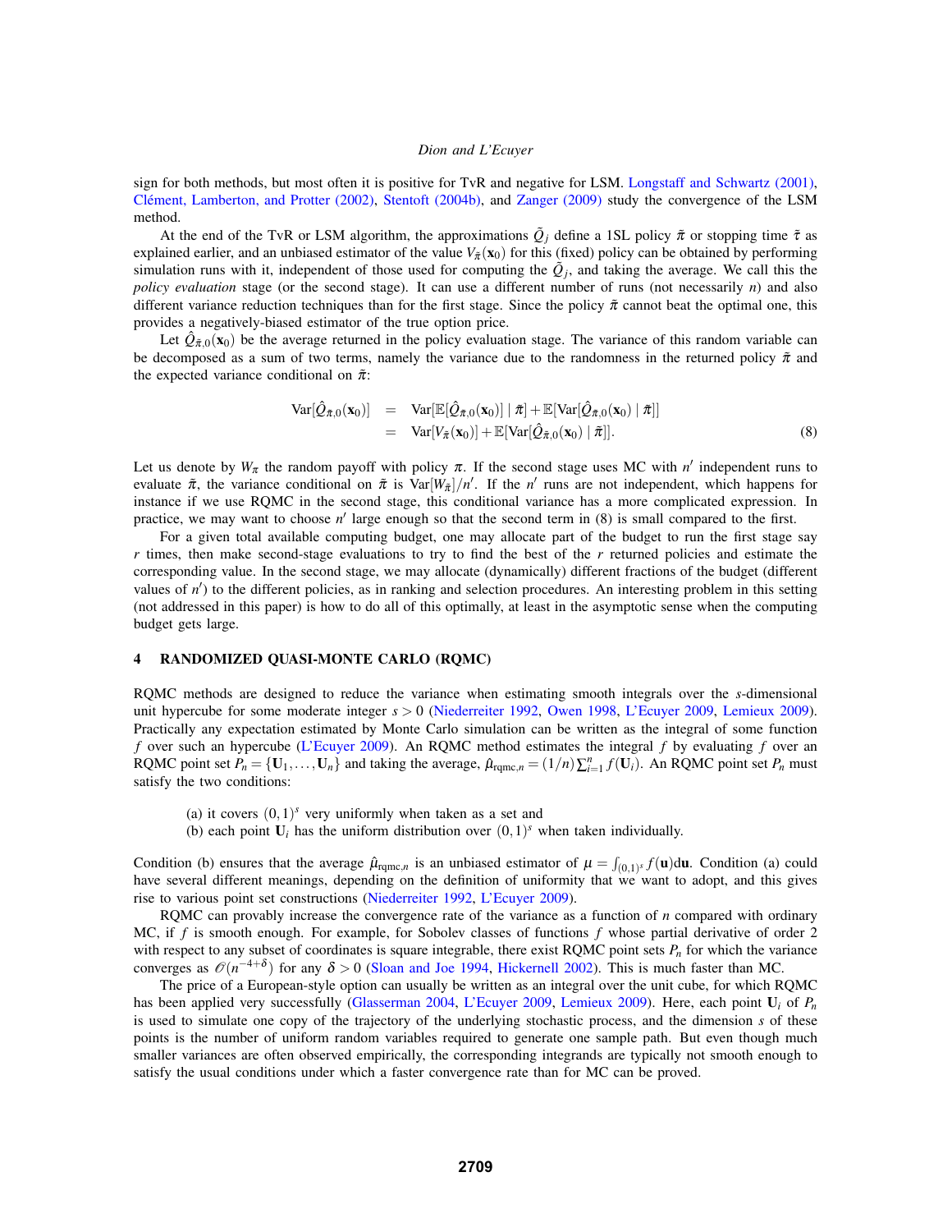sign for both methods, but most often it is positive for TvR and negative for LSM. Longstaff and Schwartz (2001), Clément, Lamberton, and Protter (2002), Stentoft (2004b), and Zanger (2009) study the convergence of the LSM method.

At the end of the TvR or LSM algorithm, the approximations $\tilde{Q}_j$ define a 1SL policy $\tilde{\pi}$ or stopping time $\tilde{\tau}$ as explained earlier, and an unbiased estimator of the value $V_{\tilde{\pi}}(\mathbf{x}_0)$ for this (fixed) policy can be obtained by performing simulation runs with it, independent of those used for computing the $\tilde{Q}_j$, and taking the average. We call this the *policy evaluation* stage (or the second stage). It can use a different number of runs (not necessarily $n$) and also different variance reduction techniques than for the first stage. Since the policy $\tilde{\pi}$ cannot beat the optimal one, this provides a negatively-biased estimator of the true option price.

Let $\hat{Q}_{\tilde{\pi},0}(\mathbf{x}_0)$ be the average returned in the policy evaluation stage. The variance of this random variable can be decomposed as a sum of two terms, namely the variance due to the randomness in the returned policy $\tilde{\pi}$ and the expected variance conditional on $\tilde{\pi}$:

$$
\begin{aligned}
\mathrm{Var}[\hat{Q}_{\tilde{\pi},0}(\mathbf{x}_0)] &= \mathrm{Var}[\mathbb{E}[\hat{Q}_{\tilde{\pi},0}(\mathbf{x}_0)] \mid \tilde{\pi}] + \mathbb{E}[\mathrm{Var}[\hat{Q}_{\tilde{\pi},0}(\mathbf{x}_0) \mid \tilde{\pi}]] \\
&= \mathrm{Var}[V_{\tilde{\pi}}(\mathbf{x}_0)] + \mathbb{E}[\mathrm{Var}[\hat{Q}_{\tilde{\pi},0}(\mathbf{x}_0) \mid \tilde{\pi}]]. \qquad (8)
\end{aligned}
$$

Let us denote by $W_\pi$ the random payoff with policy $\pi$. If the second stage uses MC with $n'$ independent runs to evaluate $\tilde{\pi}$, the variance conditional on $\tilde{\pi}$ is $\mathrm{Var}[W_{\tilde{\pi}}]/n'$. If the $n'$ runs are not independent, which happens for instance if we use RQMC in the second stage, this conditional variance has a more complicated expression. In practice, we may want to choose $n'$ large enough so that the second term in (8) is small compared to the first.

For a given total available computing budget, one may allocate part of the budget to run the first stage say $r$ times, then make second-stage evaluations to try to find the best of the $r$ returned policies and estimate the corresponding value. In the second stage, we may allocate (dynamically) different fractions of the budget (different values of $n'$) to the different policies, as in ranking and selection procedures. An interesting problem in this setting (not addressed in this paper) is how to do all of this optimally, at least in the asymptotic sense when the computing budget gets large.

## 4 RANDOMIZED QUASI-MONTE CARLO (RQMC)

RQMC methods are designed to reduce the variance when estimating smooth integrals over the $s$-dimensional unit hypercube for some moderate integer $s > 0$ (Niederreiter 1992, Owen 1998, L'Ecuyer 2009, Lemieux 2009). Practically any expectation estimated by Monte Carlo simulation can be written as the integral of some function $f$ over such an hypercube (L'Ecuyer 2009). An RQMC method estimates the integral $f$ by evaluating $f$ over an RQMC point set $P_n = \{\mathbf{U}_1, \ldots, \mathbf{U}_n\}$ and taking the average, $\hat{\mu}_{\mathrm{rqmc},n} = (1/n)\sum_{i=1}^{n} f(\mathbf{U}_i)$. An RQMC point set $P_n$ must satisfy the two conditions:

(a) it covers $(0,1)^s$ very uniformly when taken as a set and
(b) each point $\mathbf{U}_i$ has the uniform distribution over $(0,1)^s$ when taken individually.

Condition (b) ensures that the average $\hat{\mu}_{\mathrm{rqmc},n}$ is an unbiased estimator of $\mu = \int_{(0,1)^s} f(\mathbf{u})\mathrm{d}\mathbf{u}$. Condition (a) could have several different meanings, depending on the definition of uniformity that we want to adopt, and this gives rise to various point set constructions (Niederreiter 1992, L'Ecuyer 2009).

RQMC can provably increase the convergence rate of the variance as a function of $n$ compared with ordinary MC, if $f$ is smooth enough. For example, for Sobolev classes of functions $f$ whose partial derivative of order 2 with respect to any subset of coordinates is square integrable, there exist RQMC point sets $P_n$ for which the variance converges as $\mathcal{O}(n^{-4+\delta})$ for any $\delta > 0$ (Sloan and Joe 1994, Hickernell 2002). This is much faster than MC.

The price of a European-style option can usually be written as an integral over the unit cube, for which RQMC has been applied very successfully (Glasserman 2004, L'Ecuyer 2009, Lemieux 2009). Here, each point $\mathbf{U}_i$ of $P_n$ is used to simulate one copy of the trajectory of the underlying stochastic process, and the dimension $s$ of these points is the number of uniform random variables required to generate one sample path. But even though much smaller variances are often observed empirically, the corresponding integrands are typically not smooth enough to satisfy the usual conditions under which a faster convergence rate than for MC can be proved.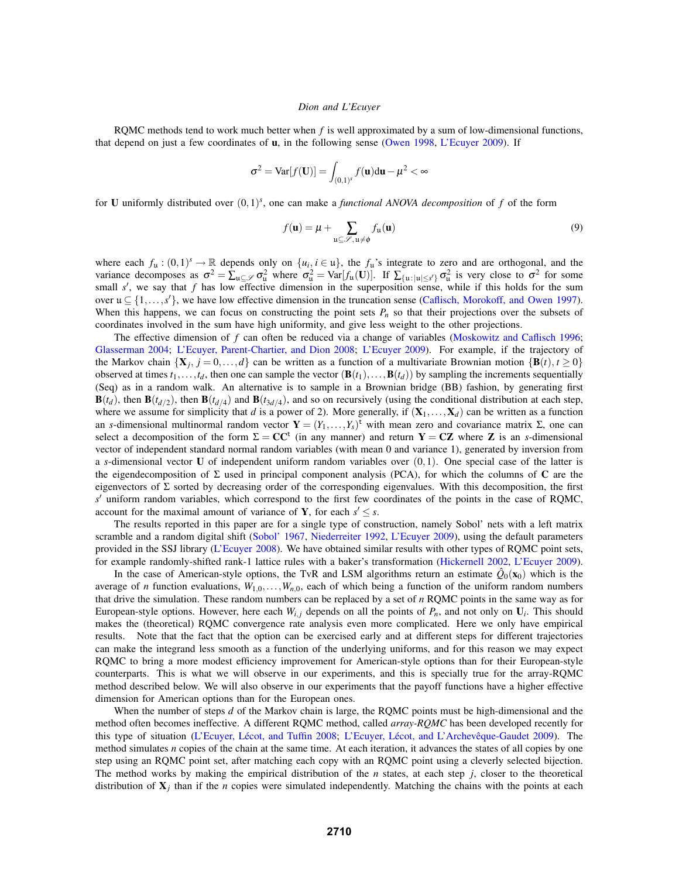RQMC methods tend to work much better when $f$ is well approximated by a sum of low-dimensional functions, that depend on just a few coordinates of $\mathbf{u}$, in the following sense (Owen 1998, L'Ecuyer 2009). If

$$\sigma^2 = \mathrm{Var}[f(\mathbf{U})] = \int_{(0,1)^s} f(\mathbf{u})\mathrm{d}\mathbf{u} - \mu^2 < \infty$$

for $\mathbf{U}$ uniformly distributed over $(0,1)^s$, one can make a *functional ANOVA decomposition* of $f$ of the form

$$f(\mathbf{u}) = \mu + \sum_{\mathfrak{u} \subseteq \mathscr{S}, \mathfrak{u} \neq \phi} f_{\mathfrak{u}}(\mathbf{u}) \tag{9}$$

where each $f_{\mathfrak{u}} : (0,1)^s \to \mathbb{R}$ depends only on $\{u_i, i \in \mathfrak{u}\}$, the $f_{\mathfrak{u}}$'s integrate to zero and are orthogonal, and the variance decomposes as $\sigma^2 = \sum_{\mathfrak{u} \subseteq \mathscr{S}} \sigma_{\mathfrak{u}}^2$ where $\sigma_{\mathfrak{u}}^2 = \mathrm{Var}[f_{\mathfrak{u}}(\mathbf{U})]$. If $\sum_{\{\mathfrak{u} : |\mathfrak{u}| \leq s'\}} \sigma_{\mathfrak{u}}^2$ is very close to $\sigma^2$ for some small $s'$, we say that $f$ has low effective dimension in the superposition sense, while if this holds for the sum over $\mathfrak{u} \subseteq \{1, \ldots, s'\}$, we have low effective dimension in the truncation sense (Caflisch, Morokoff, and Owen 1997). When this happens, we can focus on constructing the point sets $P_n$ so that their projections over the subsets of coordinates involved in the sum have high uniformity, and give less weight to the other projections.

The effective dimension of $f$ can often be reduced via a change of variables (Moskowitz and Caflisch 1996; Glasserman 2004; L'Ecuyer, Parent-Chartier, and Dion 2008; L'Ecuyer 2009). For example, if the trajectory of the Markov chain $\{\mathbf{X}_j, j = 0, \ldots, d\}$ can be written as a function of a multivariate Brownian motion $\{\mathbf{B}(t), t \geq 0\}$ observed at times $t_1, \ldots, t_d$, then one can sample the vector $(\mathbf{B}(t_1), \ldots, \mathbf{B}(t_d))$ by sampling the increments sequentially (Seq) as in a random walk. An alternative is to sample in a Brownian bridge (BB) fashion, by generating first $\mathbf{B}(t_d)$, then $\mathbf{B}(t_{d/2})$, then $\mathbf{B}(t_{d/4})$ and $\mathbf{B}(t_{3d/4})$, and so on recursively (using the conditional distribution at each step, where we assume for simplicity that $d$ is a power of 2). More generally, if $(\mathbf{X}_1, \ldots, \mathbf{X}_d)$ can be written as a function of an $s$-dimensional multinormal random vector $\mathbf{Y} = (Y_1, \ldots, Y_s)^{\mathrm{t}}$ with mean zero and covariance matrix $\Sigma$, one can select a decomposition of the form $\Sigma = \mathbf{C}\mathbf{C}^{\mathrm{t}}$ (in any manner) and return $\mathbf{Y} = \mathbf{C}\mathbf{Z}$ where $\mathbf{Z}$ is an $s$-dimensional vector of independent standard normal random variables (with mean 0 and variance 1), generated by inversion from a $s$-dimensional vector $\mathbf{U}$ of independent uniform random variables over $(0,1)$. One special case of the latter is the eigendecomposition of $\Sigma$ used in principal component analysis (PCA), for which the columns of $\mathbf{C}$ are the eigenvectors of $\Sigma$ sorted by decreasing order of the corresponding eigenvalues. With this decomposition, the first $s'$ uniform random variables, which correspond to the first few coordinates of the points in the case of RQMC, account for the maximal amount of variance of $\mathbf{Y}$, for each $s' \leq s$.

The results reported in this paper are for a single type of construction, namely Sobol' nets with a left matrix scramble and a random digital shift (Sobol' 1967, Niederreiter 1992, L'Ecuyer 2009), using the default parameters provided in the SSJ library (L'Ecuyer 2008). We have obtained similar results with other types of RQMC point sets, for example randomly-shifted rank-1 lattice rules with a baker's transformation (Hickernell 2002, L'Ecuyer 2009).

In the case of American-style options, the TvR and LSM algorithms return an estimate $\hat{Q}_0(\mathbf{x}_0)$ which is the average of $n$ function evaluations, $W_{1,0}, \ldots, W_{n,0}$, each of which being a function of the uniform random numbers that drive the simulation. These random numbers can be replaced by a set of $n$ RQMC points in the same way as for European-style options. However, here each $W_{i,j}$ depends on all the points of $P_n$, and not only on $\mathbf{U}_i$. This should makes the (theoretical) RQMC convergence rate analysis even more complicated. Here we only have empirical results. Note that the fact that the option can be exercised early and at different steps for different trajectories can make the integrand less smooth as a function of the underlying uniforms, and for this reason we may expect RQMC to bring a more modest efficiency improvement for American-style options than for their European-style counterparts. This is what we will observe in our experiments, and this is specially true for the array-RQMC method described below. We will also observe in our experiments that the payoff functions have a higher effective dimension for American options than for the European ones.

When the number of steps $d$ of the Markov chain is large, the RQMC points must be high-dimensional and the method often becomes ineffective. A different RQMC method, called *array-RQMC* has been developed recently for this type of situation (L'Ecuyer, Lécot, and Tuffin 2008; L'Ecuyer, Lécot, and L'Archevêque-Gaudet 2009). The method simulates $n$ copies of the chain at the same time. At each iteration, it advances the states of all copies by one step using an RQMC point set, after matching each copy with an RQMC point using a cleverly selected bijection. The method works by making the empirical distribution of the $n$ states, at each step $j$, closer to the theoretical distribution of $\mathbf{X}_j$ than if the $n$ copies were simulated independently. Matching the chains with the points at each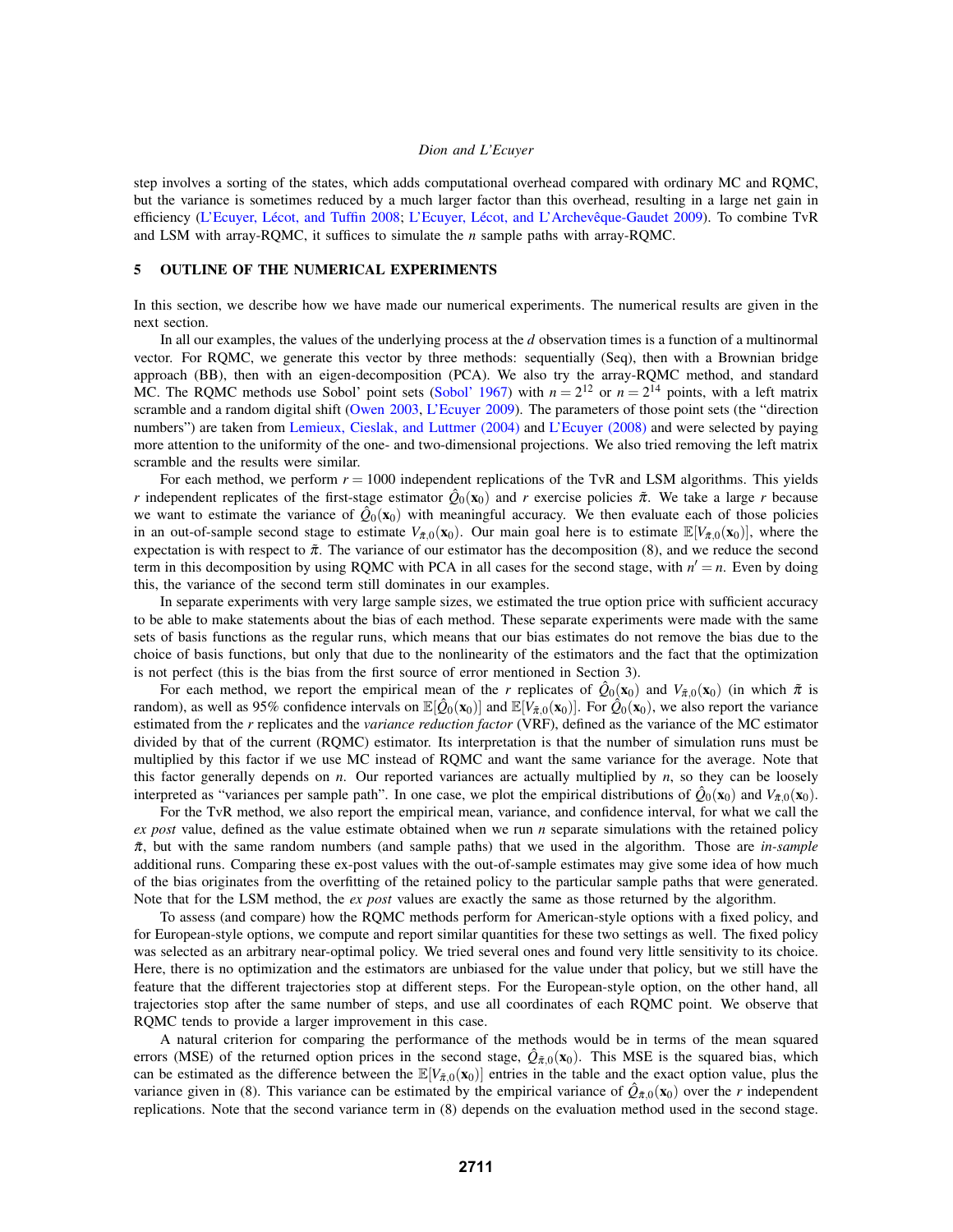step involves a sorting of the states, which adds computational overhead compared with ordinary MC and RQMC, but the variance is sometimes reduced by a much larger factor than this overhead, resulting in a large net gain in efficiency (L'Ecuyer, Lécot, and Tuffin 2008; L'Ecuyer, Lécot, and L'Archevêque-Gaudet 2009). To combine TvR and LSM with array-RQMC, it suffices to simulate the $n$ sample paths with array-RQMC.

## 5 OUTLINE OF THE NUMERICAL EXPERIMENTS

In this section, we describe how we have made our numerical experiments. The numerical results are given in the next section.

In all our examples, the values of the underlying process at the $d$ observation times is a function of a multinormal vector. For RQMC, we generate this vector by three methods: sequentially (Seq), then with a Brownian bridge approach (BB), then with an eigen-decomposition (PCA). We also try the array-RQMC method, and standard MC. The RQMC methods use Sobol' point sets (Sobol' 1967) with $n = 2^{12}$ or $n = 2^{14}$ points, with a left matrix scramble and a random digital shift (Owen 2003, L'Ecuyer 2009). The parameters of those point sets (the "direction numbers") are taken from Lemieux, Cieslak, and Luttmer (2004) and L'Ecuyer (2008) and were selected by paying more attention to the uniformity of the one- and two-dimensional projections. We also tried removing the left matrix scramble and the results were similar.

For each method, we perform $r = 1000$ independent replications of the TvR and LSM algorithms. This yields $r$ independent replicates of the first-stage estimator $\hat{Q}_0(\mathbf{x}_0)$ and $r$ exercise policies $\tilde{\pi}$. We take a large $r$ because we want to estimate the variance of $\hat{Q}_0(\mathbf{x}_0)$ with meaningful accuracy. We then evaluate each of those policies in an out-of-sample second stage to estimate $V_{\tilde{\pi},0}(\mathbf{x}_0)$. Our main goal here is to estimate $\mathbb{E}[V_{\tilde{\pi},0}(\mathbf{x}_0)]$, where the expectation is with respect to $\tilde{\pi}$. The variance of our estimator has the decomposition (8), and we reduce the second term in this decomposition by using RQMC with PCA in all cases for the second stage, with $n' = n$. Even by doing this, the variance of the second term still dominates in our examples.

In separate experiments with very large sample sizes, we estimated the true option price with sufficient accuracy to be able to make statements about the bias of each method. These separate experiments were made with the same sets of basis functions as the regular runs, which means that our bias estimates do not remove the bias due to the choice of basis functions, but only that due to the nonlinearity of the estimators and the fact that the optimization is not perfect (this is the bias from the first source of error mentioned in Section 3).

For each method, we report the empirical mean of the $r$ replicates of $\hat{Q}_0(\mathbf{x}_0)$ and $V_{\tilde{\pi},0}(\mathbf{x}_0)$ (in which $\tilde{\pi}$ is random), as well as 95% confidence intervals on $\mathbb{E}[\hat{Q}_0(\mathbf{x}_0)]$ and $\mathbb{E}[V_{\tilde{\pi},0}(\mathbf{x}_0)]$. For $\hat{Q}_0(\mathbf{x}_0)$, we also report the variance estimated from the $r$ replicates and the *variance reduction factor* (VRF), defined as the variance of the MC estimator divided by that of the current (RQMC) estimator. Its interpretation is that the number of simulation runs must be multiplied by this factor if we use MC instead of RQMC and want the same variance for the average. Note that this factor generally depends on $n$. Our reported variances are actually multiplied by $n$, so they can be loosely interpreted as "variances per sample path". In one case, we plot the empirical distributions of $\hat{Q}_0(\mathbf{x}_0)$ and $V_{\tilde{\pi},0}(\mathbf{x}_0)$.

For the TvR method, we also report the empirical mean, variance, and confidence interval, for what we call the *ex post* value, defined as the value estimate obtained when we run $n$ separate simulations with the retained policy $\tilde{\pi}$, but with the same random numbers (and sample paths) that we used in the algorithm. Those are *in-sample* additional runs. Comparing these ex-post values with the out-of-sample estimates may give some idea of how much of the bias originates from the overfitting of the retained policy to the particular sample paths that were generated. Note that for the LSM method, the *ex post* values are exactly the same as those returned by the algorithm.

To assess (and compare) how the RQMC methods perform for American-style options with a fixed policy, and for European-style options, we compute and report similar quantities for these two settings as well. The fixed policy was selected as an arbitrary near-optimal policy. We tried several ones and found very little sensitivity to its choice. Here, there is no optimization and the estimators are unbiased for the value under that policy, but we still have the feature that the different trajectories stop at different steps. For the European-style option, on the other hand, all trajectories stop after the same number of steps, and use all coordinates of each RQMC point. We observe that RQMC tends to provide a larger improvement in this case.

A natural criterion for comparing the performance of the methods would be in terms of the mean squared errors (MSE) of the returned option prices in the second stage, $\hat{Q}_{\tilde{\pi},0}(\mathbf{x}_0)$. This MSE is the squared bias, which can be estimated as the difference between the $\mathbb{E}[V_{\tilde{\pi},0}(\mathbf{x}_0)]$ entries in the table and the exact option value, plus the variance given in (8). This variance can be estimated by the empirical variance of $\hat{Q}_{\tilde{\pi},0}(\mathbf{x}_0)$ over the $r$ independent replications. Note that the second variance term in (8) depends on the evaluation method used in the second stage.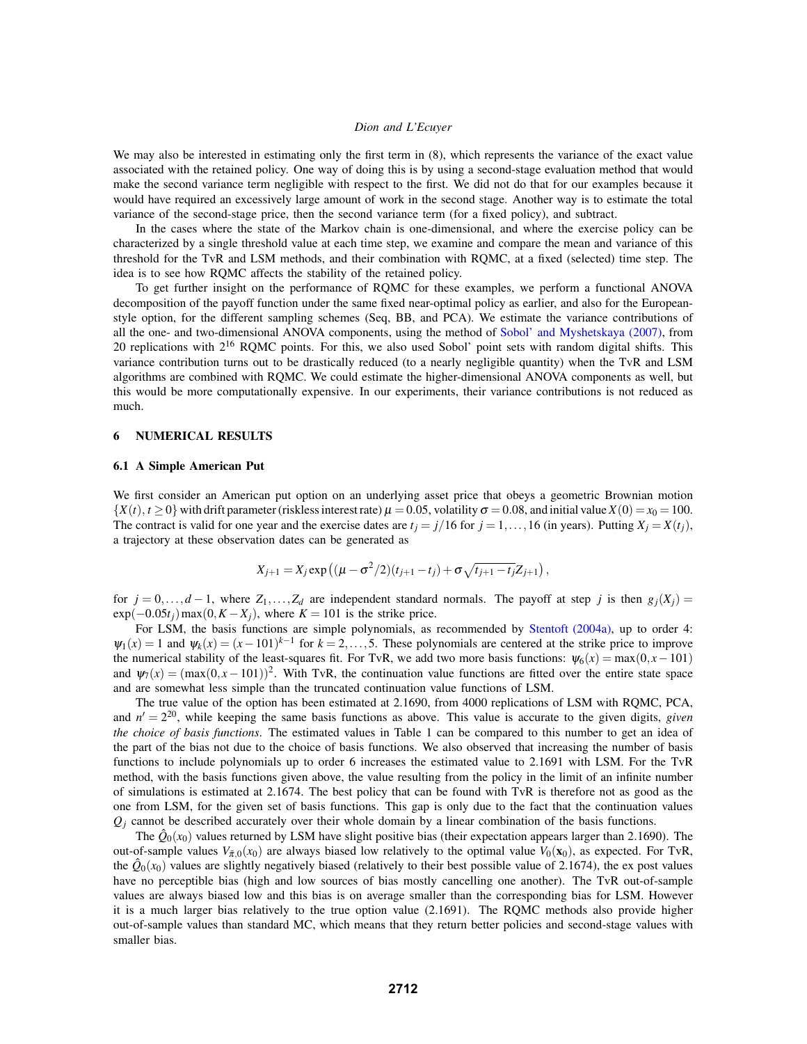We may also be interested in estimating only the first term in (8), which represents the variance of the exact value associated with the retained policy. One way of doing this is by using a second-stage evaluation method that would make the second variance term negligible with respect to the first. We did not do that for our examples because it would have required an excessively large amount of work in the second stage. Another way is to estimate the total variance of the second-stage price, then the second variance term (for a fixed policy), and subtract.

In the cases where the state of the Markov chain is one-dimensional, and where the exercise policy can be characterized by a single threshold value at each time step, we examine and compare the mean and variance of this threshold for the TvR and LSM methods, and their combination with RQMC, at a fixed (selected) time step. The idea is to see how RQMC affects the stability of the retained policy.

To get further insight on the performance of RQMC for these examples, we perform a functional ANOVA decomposition of the payoff function under the same fixed near-optimal policy as earlier, and also for the European-style option, for the different sampling schemes (Seq, BB, and PCA). We estimate the variance contributions of all the one- and two-dimensional ANOVA components, using the method of Sobol' and Myshetskaya (2007), from 20 replications with $2^{16}$ RQMC points. For this, we also used Sobol' point sets with random digital shifts. This variance contribution turns out to be drastically reduced (to a nearly negligible quantity) when the TvR and LSM algorithms are combined with RQMC. We could estimate the higher-dimensional ANOVA components as well, but this would be more computationally expensive. In our experiments, their variance contributions is not reduced as much.

## 6 NUMERICAL RESULTS

### 6.1 A Simple American Put

We first consider an American put option on an underlying asset price that obeys a geometric Brownian motion $\{X(t), t \geq 0\}$ with drift parameter (riskless interest rate) $\mu = 0.05$, volatility $\sigma = 0.08$, and initial value $X(0) = x_0 = 100$. The contract is valid for one year and the exercise dates are $t_j = j/16$ for $j = 1, \ldots, 16$ (in years). Putting $X_j = X(t_j)$, a trajectory at these observation dates can be generated as

$$X_{j+1} = X_j \exp\left((\mu - \sigma^2/2)(t_{j+1} - t_j) + \sigma\sqrt{t_{j+1} - t_j} Z_{j+1}\right),$$

for $j = 0, \ldots, d-1$, where $Z_1, \ldots, Z_d$ are independent standard normals. The payoff at step $j$ is then $g_j(X_j) = \exp(-0.05 t_j)\max(0, K - X_j)$, where $K = 101$ is the strike price.

For LSM, the basis functions are simple polynomials, as recommended by Stentoft (2004a), up to order 4: $\psi_1(x) = 1$ and $\psi_k(x) = (x - 101)^{k-1}$ for $k = 2, \ldots, 5$. These polynomials are centered at the strike price to improve the numerical stability of the least-squares fit. For TvR, we add two more basis functions: $\psi_6(x) = \max(0, x - 101)$ and $\psi_7(x) = (\max(0, x - 101))^2$. With TvR, the continuation value functions are fitted over the entire state space and are somewhat less simple than the truncated continuation value functions of LSM.

The true value of the option has been estimated at 2.1690, from 4000 replications of LSM with RQMC, PCA, and $n' = 2^{20}$, while keeping the same basis functions as above. This value is accurate to the given digits, *given the choice of basis functions*. The estimated values in Table 1 can be compared to this number to get an idea of the part of the bias not due to the choice of basis functions. We also observed that increasing the number of basis functions to include polynomials up to order 6 increases the estimated value to 2.1691 with LSM. For the TvR method, with the basis functions given above, the value resulting from the policy in the limit of an infinite number of simulations is estimated at 2.1674. The best policy that can be found with TvR is therefore not as good as the one from LSM, for the given set of basis functions. This gap is only due to the fact that the continuation values $Q_j$ cannot be described accurately over their whole domain by a linear combination of the basis functions.

The $\hat{Q}_0(x_0)$ values returned by LSM have slight positive bias (their expectation appears larger than 2.1690). The out-of-sample values $V_{\tilde{\pi},0}(x_0)$ are always biased low relatively to the optimal value $V_0(\mathbf{x}_0)$, as expected. For TvR, the $\hat{Q}_0(x_0)$ values are slightly negatively biased (relatively to their best possible value of 2.1674), the ex post values have no perceptible bias (high and low sources of bias mostly cancelling one another). The TvR out-of-sample values are always biased low and this bias is on average smaller than the corresponding bias for LSM. However it is a much larger bias relatively to the true option value (2.1691). The RQMC methods also provide higher out-of-sample values than standard MC, which means that they return better policies and second-stage values with smaller bias.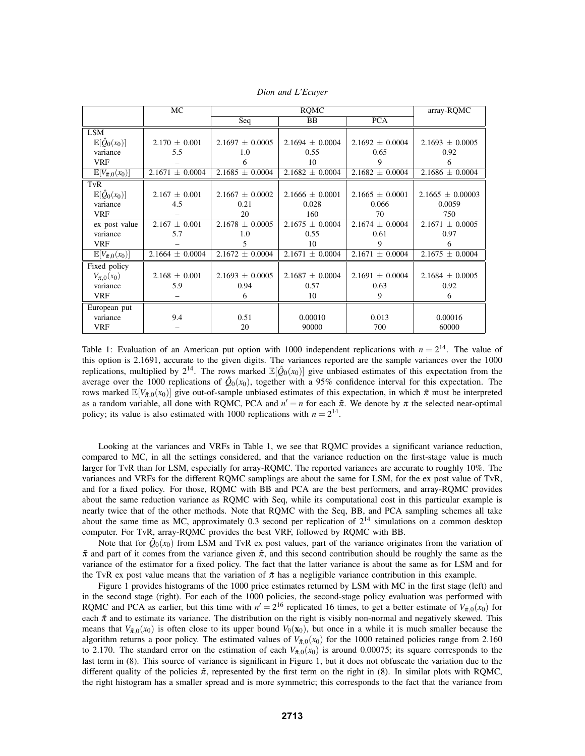|  | MC | RQMC |  |  | array-RQMC |
|---|---|---|---|---|---|
|  |  | Seq | BB | PCA |  |
| LSM |  |  |  |  |  |
| $\mathbb{E}[\hat{Q}_0(x_0)]$ | 2.170 ± 0.001 | 2.1697 ± 0.0005 | 2.1694 ± 0.0004 | 2.1692 ± 0.0004 | 2.1693 ± 0.0005 |
| variance | 5.5 | 1.0 | 0.55 | 0.65 | 0.92 |
| VRF | – | 6 | 10 | 9 | 6 |
| $\mathbb{E}[V_{\tilde{\pi},0}(x_0)]$ | 2.1671 ± 0.0004 | 2.1685 ± 0.0004 | 2.1682 ± 0.0004 | 2.1682 ± 0.0004 | 2.1686 ± 0.0004 |
| TvR |  |  |  |  |  |
| $\mathbb{E}[\hat{Q}_0(x_0)]$ | 2.167 ± 0.001 | 2.1667 ± 0.0002 | 2.1666 ± 0.0001 | 2.1665 ± 0.0001 | 2.1665 ± 0.00003 |
| variance | 4.5 | 0.21 | 0.028 | 0.066 | 0.0059 |
| VRF | – | 20 | 160 | 70 | 750 |
| ex post value | 2.167 ± 0.001 | 2.1678 ± 0.0005 | 2.1675 ± 0.0004 | 2.1674 ± 0.0004 | 2.1671 ± 0.0005 |
| variance | 5.7 | 1.0 | 0.55 | 0.61 | 0.97 |
| VRF | – | 5 | 10 | 9 | 6 |
| $\mathbb{E}[V_{\tilde{\pi},0}(x_0)]$ | 2.1664 ± 0.0004 | 2.1672 ± 0.0004 | 2.1671 ± 0.0004 | 2.1671 ± 0.0004 | 2.1675 ± 0.0004 |
| Fixed policy |  |  |  |  |  |
| $V_{\pi,0}(x_0)$ | 2.168 ± 0.001 | 2.1693 ± 0.0005 | 2.1687 ± 0.0004 | 2.1691 ± 0.0004 | 2.1684 ± 0.0005 |
| variance | 5.9 | 0.94 | 0.57 | 0.63 | 0.92 |
| VRF | – | 6 | 10 | 9 | 6 |
| European put |  |  |  |  |  |
| variance | 9.4 | 0.51 | 0.00010 | 0.013 | 0.00016 |
| VRF | – | 20 | 90000 | 700 | 60000 |

Table 1: Evaluation of an American put option with 1000 independent replications with $n = 2^{14}$. The value of this option is 2.1691, accurate to the given digits. The variances reported are the sample variances over the 1000 replications, multiplied by $2^{14}$. The rows marked $\mathbb{E}[\hat{Q}_0(x_0)]$ give unbiased estimates of this expectation from the average over the 1000 replications of $\hat{Q}_0(x_0)$, together with a 95% confidence interval for this expectation. The rows marked $\mathbb{E}[V_{\tilde{\pi},0}(x_0)]$ give out-of-sample unbiased estimates of this expectation, in which $\tilde{\pi}$ must be interpreted as a random variable, all done with RQMC, PCA and $n' = n$ for each $\tilde{\pi}$. We denote by $\pi$ the selected near-optimal policy; its value is also estimated with 1000 replications with $n = 2^{14}$.

Looking at the variances and VRFs in Table 1, we see that RQMC provides a significant variance reduction, compared to MC, in all the settings considered, and that the variance reduction on the first-stage value is much larger for TvR than for LSM, especially for array-RQMC. The reported variances are accurate to roughly 10%. The variances and VRFs for the different RQMC samplings are about the same for LSM, for the ex post value of TvR, and for a fixed policy. For those, RQMC with BB and PCA are the best performers, and array-RQMC provides about the same reduction variance as RQMC with Seq, while its computational cost in this particular example is nearly twice that of the other methods. Note that RQMC with the Seq, BB, and PCA sampling schemes all take about the same time as MC, approximately 0.3 second per replication of $2^{14}$ simulations on a common desktop computer. For TvR, array-RQMC provides the best VRF, followed by RQMC with BB.

Note that for $\hat{Q}_0(x_0)$ from LSM and TvR ex post values, part of the variance originates from the variation of $\tilde{\pi}$ and part of it comes from the variance given $\tilde{\pi}$, and this second contribution should be roughly the same as the variance of the estimator for a fixed policy. The fact that the latter variance is about the same as for LSM and for the TvR ex post value means that the variation of $\tilde{\pi}$ has a negligible variance contribution in this example.

Figure 1 provides histograms of the 1000 price estimates returned by LSM with MC in the first stage (left) and in the second stage (right). For each of the 1000 policies, the second-stage policy evaluation was performed with RQMC and PCA as earlier, but this time with $n' = 2^{16}$ replicated 16 times, to get a better estimate of $V_{\tilde{\pi},0}(x_0)$ for each $\tilde{\pi}$ and to estimate its variance. The distribution on the right is visibly non-normal and negatively skewed. This means that $V_{\tilde{\pi},0}(x_0)$ is often close to its upper bound $V_0(\mathbf{x}_0)$, but once in a while it is much smaller because the algorithm returns a poor policy. The estimated values of $V_{\tilde{\pi},0}(x_0)$ for the 1000 retained policies range from 2.160 to 2.170. The standard error on the estimation of each $V_{\tilde{\pi},0}(x_0)$ is around 0.00075; its square corresponds to the last term in (8). This source of variance is significant in Figure 1, but it does not obfuscate the variation due to the different quality of the policies $\tilde{\pi}$, represented by the first term on the right in (8). In similar plots with RQMC, the right histogram has a smaller spread and is more symmetric; this corresponds to the fact that the variance from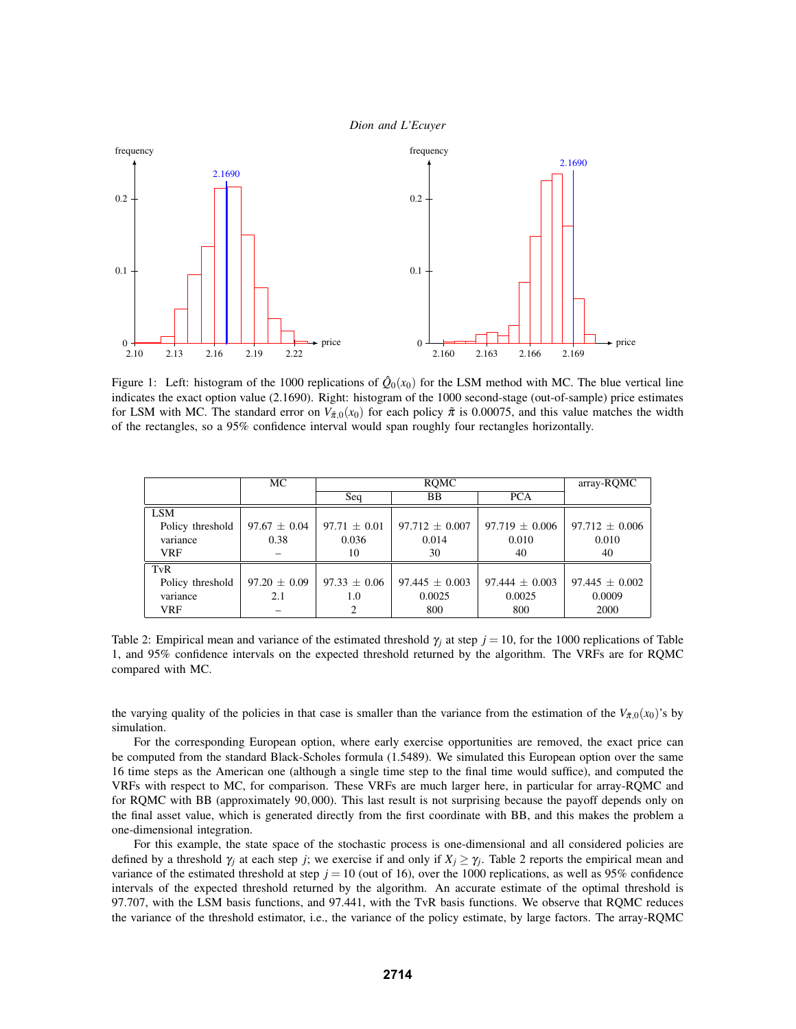Figure 1: Left: histogram of the 1000 replications of $\hat{Q}_0(x_0)$ for the LSM method with MC. The blue vertical line indicates the exact option value (2.1690). Right: histogram of the 1000 second-stage (out-of-sample) price estimates for LSM with MC. The standard error on $V_{\hat{\pi},0}(x_0)$ for each policy $\hat{\pi}$ is 0.00075, and this value matches the width of the rectangles, so a 95% confidence interval would span roughly four rectangles horizontally.

| | MC | RQMC | | | array-RQMC |
|---|---|---|---|---|---|
| | | Seq | BB | PCA | |
| **LSM** | | | | | |
| Policy threshold | 97.67 ± 0.04 | 97.71 ± 0.01 | 97.712 ± 0.007 | 97.719 ± 0.006 | 97.712 ± 0.006 |
| variance | 0.38 | 0.036 | 0.014 | 0.010 | 0.010 |
| VRF | – | 10 | 30 | 40 | 40 |
| **TvR** | | | | | |
| Policy threshold | 97.20 ± 0.09 | 97.33 ± 0.06 | 97.445 ± 0.003 | 97.444 ± 0.003 | 97.445 ± 0.002 |
| variance | 2.1 | 1.0 | 0.0025 | 0.0025 | 0.0009 |
| VRF | – | 2 | 800 | 800 | 2000 |

Table 2: Empirical mean and variance of the estimated threshold $\gamma_j$ at step $j = 10$, for the 1000 replications of Table 1, and 95% confidence intervals on the expected threshold returned by the algorithm. The VRFs are for RQMC compared with MC.

the varying quality of the policies in that case is smaller than the variance from the estimation of the $V_{\hat{\pi},0}(x_0)$'s by simulation.

For the corresponding European option, where early exercise opportunities are removed, the exact price can be computed from the standard Black-Scholes formula (1.5489). We simulated this European option over the same 16 time steps as the American one (although a single time step to the final time would suffice), and computed the VRFs with respect to MC, for comparison. These VRFs are much larger here, in particular for array-RQMC and for RQMC with BB (approximately $90,000$). This last result is not surprising because the payoff depends only on the final asset value, which is generated directly from the first coordinate with BB, and this makes the problem a one-dimensional integration.

For this example, the state space of the stochastic process is one-dimensional and all considered policies are defined by a threshold $\gamma_j$ at each step $j$; we exercise if and only if $X_j \geq \gamma_j$. Table 2 reports the empirical mean and variance of the estimated threshold at step $j = 10$ (out of 16), over the 1000 replications, as well as 95% confidence intervals of the expected threshold returned by the algorithm. An accurate estimate of the optimal threshold is 97.707, with the LSM basis functions, and 97.441, with the TvR basis functions. We observe that RQMC reduces the variance of the threshold estimator, i.e., the variance of the policy estimate, by large factors. The array-RQMC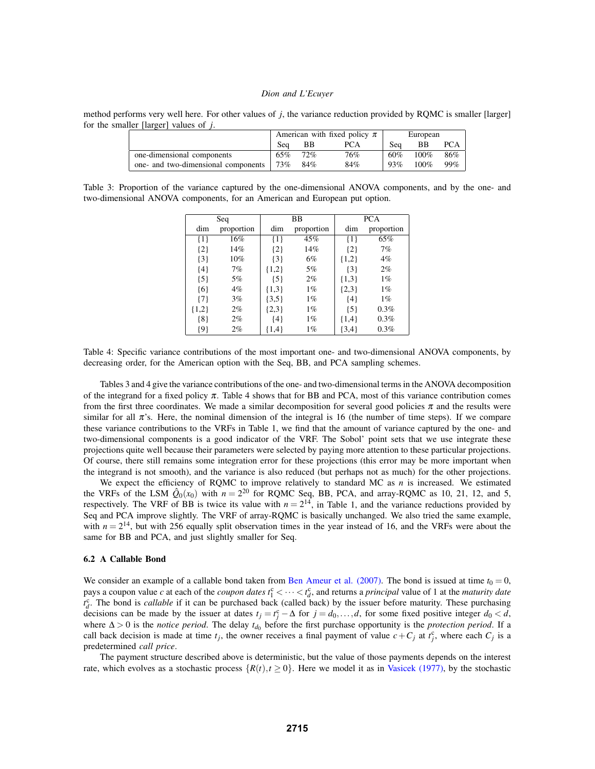method performs very well here. For other values of $j$, the variance reduction provided by RQMC is smaller [larger] for the smaller [larger] values of $j$.

| | American with fixed policy $\pi$ | | | European | | |
|---|---|---|---|---|---|---|
| | Seq | BB | PCA | Seq | BB | PCA |
| one-dimensional components | 65% | 72% | 76% | 60% | 100% | 86% |
| one- and two-dimensional components | 73% | 84% | 84% | 93% | 100% | 99% |

Table 3: Proportion of the variance captured by the one-dimensional ANOVA components, and by the one- and two-dimensional ANOVA components, for an American and European put option.

| Seq | | BB | | PCA | |
|---|---|---|---|---|---|
| dim | proportion | dim | proportion | dim | proportion |
| {1} | 16% | {1} | 45% | {1} | 65% |
| {2} | 14% | {2} | 14% | {2} | 7% |
| {3} | 10% | {3} | 6% | {1,2} | 4% |
| {4} | 7% | {1,2} | 5% | {3} | 2% |
| {5} | 5% | {5} | 2% | {1,3} | 1% |
| {6} | 4% | {1,3} | 1% | {2,3} | 1% |
| {7} | 3% | {3,5} | 1% | {4} | 1% |
| {1,2} | 2% | {2,3} | 1% | {5} | 0.3% |
| {8} | 2% | {4} | 1% | {1,4} | 0.3% |
| {9} | 2% | {1,4} | 1% | {3,4} | 0.3% |

Table 4: Specific variance contributions of the most important one- and two-dimensional ANOVA components, by decreasing order, for the American option with the Seq, BB, and PCA sampling schemes.

Tables 3 and 4 give the variance contributions of the one- and two-dimensional terms in the ANOVA decomposition of the integrand for a fixed policy $\pi$. Table 4 shows that for BB and PCA, most of this variance contribution comes from the first three coordinates. We made a similar decomposition for several good policies $\pi$ and the results were similar for all $\pi$'s. Here, the nominal dimension of the integral is 16 (the number of time steps). If we compare these variance contributions to the VRFs in Table 1, we find that the amount of variance captured by the one- and two-dimensional components is a good indicator of the VRF. The Sobol' point sets that we use integrate these projections quite well because their parameters were selected by paying more attention to these particular projections. Of course, there still remains some integration error for these projections (this error may be more important when the integrand is not smooth), and the variance is also reduced (but perhaps not as much) for the other projections.

We expect the efficiency of RQMC to improve relatively to standard MC as $n$ is increased. We estimated the VRFs of the LSM $\hat{Q}_0(x_0)$ with $n = 2^{20}$ for RQMC Seq, BB, PCA, and array-RQMC as 10, 21, 12, and 5, respectively. The VRF of BB is twice its value with $n = 2^{14}$, in Table 1, and the variance reductions provided by Seq and PCA improve slightly. The VRF of array-RQMC is basically unchanged. We also tried the same example, with $n = 2^{14}$, but with 256 equally split observation times in the year instead of 16, and the VRFs were about the same for BB and PCA, and just slightly smaller for Seq.

### 6.2 A Callable Bond

We consider an example of a callable bond taken from Ben Ameur et al. (2007). The bond is issued at time $t_0 = 0$, pays a coupon value $c$ at each of the *coupon dates* $t_1^c < \cdots < t_d^c$, and returns a *principal* value of 1 at the *maturity date* $t_d^c$. The bond is *callable* if it can be purchased back (called back) by the issuer before maturity. These purchasing decisions can be made by the issuer at dates $t_j = t_j^c - \Delta$ for $j = d_0, \ldots, d$, for some fixed positive integer $d_0 < d$, where $\Delta > 0$ is the *notice period*. The delay $t_{d_0}$ before the first purchase opportunity is the *protection period*. If a call back decision is made at time $t_j$, the owner receives a final payment of value $c + C_j$ at $t_j^c$, where each $C_j$ is a predetermined *call price*.

The payment structure described above is deterministic, but the value of those payments depends on the interest rate, which evolves as a stochastic process $\{R(t), t \geq 0\}$. Here we model it as in Vasicek (1977), by the stochastic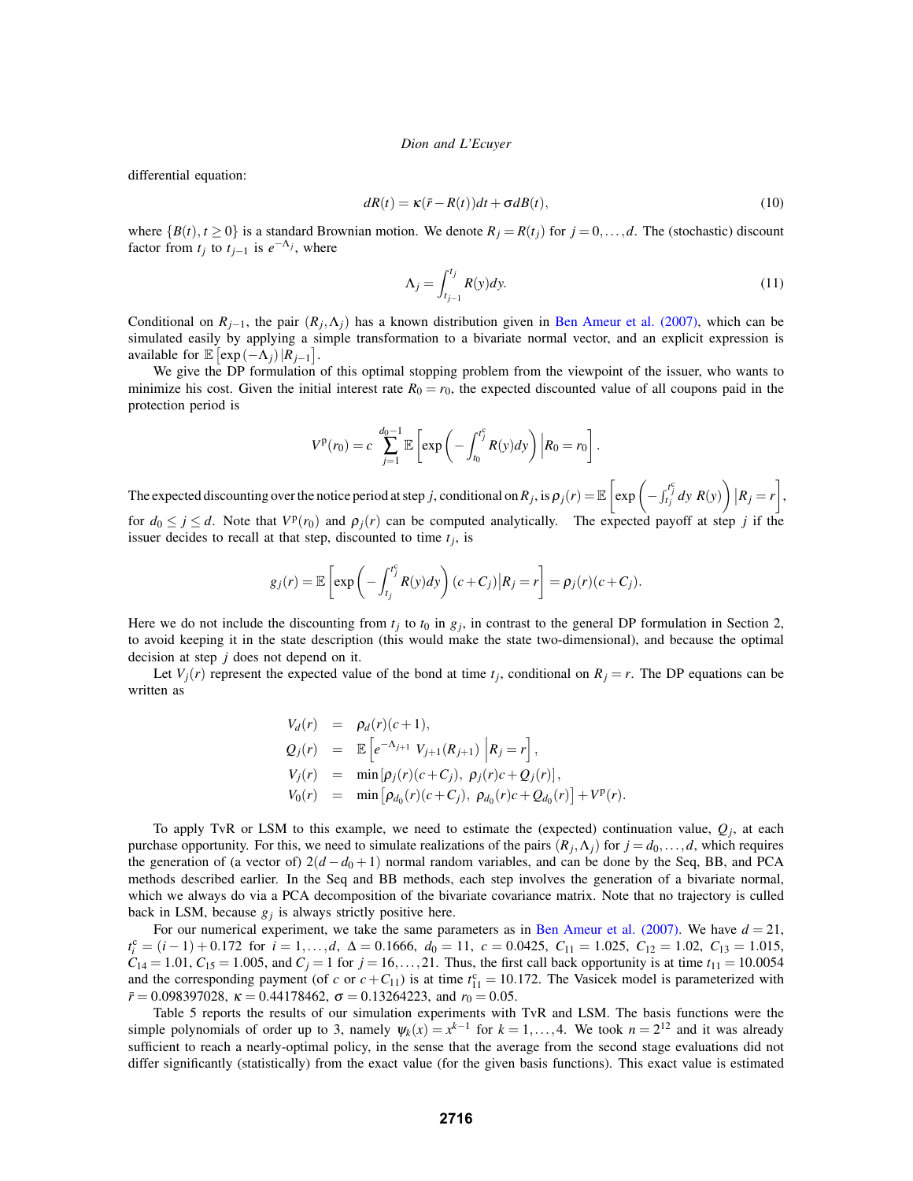differential equation:

$$dR(t) = \kappa(\bar{r} - R(t))dt + \sigma dB(t), \tag{10}$$

where $\{B(t), t \geq 0\}$ is a standard Brownian motion. We denote $R_j = R(t_j)$ for $j = 0, \ldots, d$. The (stochastic) discount factor from $t_j$ to $t_{j-1}$ is $e^{-\Lambda_j}$, where

$$\Lambda_j = \int_{t_{j-1}}^{t_j} R(y)dy. \tag{11}$$

Conditional on $R_{j-1}$, the pair $(R_j, \Lambda_j)$ has a known distribution given in Ben Ameur et al. (2007), which can be simulated easily by applying a simple transformation to a bivariate normal vector, and an explicit expression is available for $\mathbb{E}\left[\exp(-\Lambda_j) \,|R_{j-1}\right]$.

We give the DP formulation of this optimal stopping problem from the viewpoint of the issuer, who wants to minimize his cost. Given the initial interest rate $R_0 = r_0$, the expected discounted value of all coupons paid in the protection period is

$$V^{\mathrm{p}}(r_0) = c \sum_{j=1}^{d_0-1} \mathbb{E}\left[\exp\left(-\int_{t_0}^{t_j^{\mathrm{c}}} R(y)dy\right) \Big| R_0 = r_0\right].$$

The expected discounting over the notice period at step $j$, conditional on $R_j$, is $\rho_j(r) = \mathbb{E}\left[\exp\left(-\int_{t_j}^{t_j^{\mathrm{c}}} dy \; R(y)\right) |R_j = r\right]$, for $d_0 \leq j \leq d$. Note that $V^{\mathrm{p}}(r_0)$ and $\rho_j(r)$ can be computed analytically. The expected payoff at step $j$ if the issuer decides to recall at that step, discounted to time $t_j$, is

$$g_j(r) = \mathbb{E}\left[\exp\left(-\int_{t_j}^{t_j^{\mathrm{c}}} R(y)dy\right)(c + C_j)\big| R_j = r\right] = \rho_j(r)(c + C_j).$$

Here we do not include the discounting from $t_j$ to $t_0$ in $g_j$, in contrast to the general DP formulation in Section 2, to avoid keeping it in the state description (this would make the state two-dimensional), and because the optimal decision at step $j$ does not depend on it.

Let $V_j(r)$ represent the expected value of the bond at time $t_j$, conditional on $R_j = r$. The DP equations can be written as

$$\begin{aligned}
V_d(r) &= \rho_d(r)(c+1), \\
Q_j(r) &= \mathbb{E}\left[e^{-\Lambda_{j+1}} \; V_{j+1}(R_{j+1}) \; \Big| R_j = r\right], \\
V_j(r) &= \min\left[\rho_j(r)(c+C_j), \; \rho_j(r)c + Q_j(r)\right], \\
V_0(r) &= \min\left[\rho_{d_0}(r)(c+C_j), \; \rho_{d_0}(r)c + Q_{d_0}(r)\right] + V^{\mathrm{p}}(r).
\end{aligned}$$

To apply TvR or LSM to this example, we need to estimate the (expected) continuation value, $Q_j$, at each purchase opportunity. For this, we need to simulate realizations of the pairs $(R_j, \Lambda_j)$ for $j = d_0, \ldots, d$, which requires the generation of (a vector of) $2(d - d_0 + 1)$ normal random variables, and can be done by the Seq, BB, and PCA methods described earlier. In the Seq and BB methods, each step involves the generation of a bivariate normal, which we always do via a PCA decomposition of the bivariate covariance matrix. Note that no trajectory is culled back in LSM, because $g_j$ is always strictly positive here.

For our numerical experiment, we take the same parameters as in Ben Ameur et al. (2007). We have $d = 21$, $t_i^{\mathrm{c}} = (i-1) + 0.172$ for $i = 1, \ldots, d$, $\Delta = 0.1666$, $d_0 = 11$, $c = 0.0425$, $C_{11} = 1.025$, $C_{12} = 1.02$, $C_{13} = 1.015$, $C_{14} = 1.01$, $C_{15} = 1.005$, and $C_j = 1$ for $j = 16, \ldots, 21$. Thus, the first call back opportunity is at time $t_{11} = 10.0054$ and the corresponding payment (of $c$ or $c + C_{11}$) is at time $t_{11}^{\mathrm{c}} = 10.172$. The Vasicek model is parameterized with $\bar{r} = 0.098397028$, $\kappa = 0.44178462$, $\sigma = 0.13264223$, and $r_0 = 0.05$.

Table 5 reports the results of our simulation experiments with TvR and LSM. The basis functions were the simple polynomials of order up to 3, namely $\psi_k(x) = x^{k-1}$ for $k = 1, \ldots, 4$. We took $n = 2^{12}$ and it was already sufficient to reach a nearly-optimal policy, in the sense that the average from the second stage evaluations did not differ significantly (statistically) from the exact value (for the given basis functions). This exact value is estimated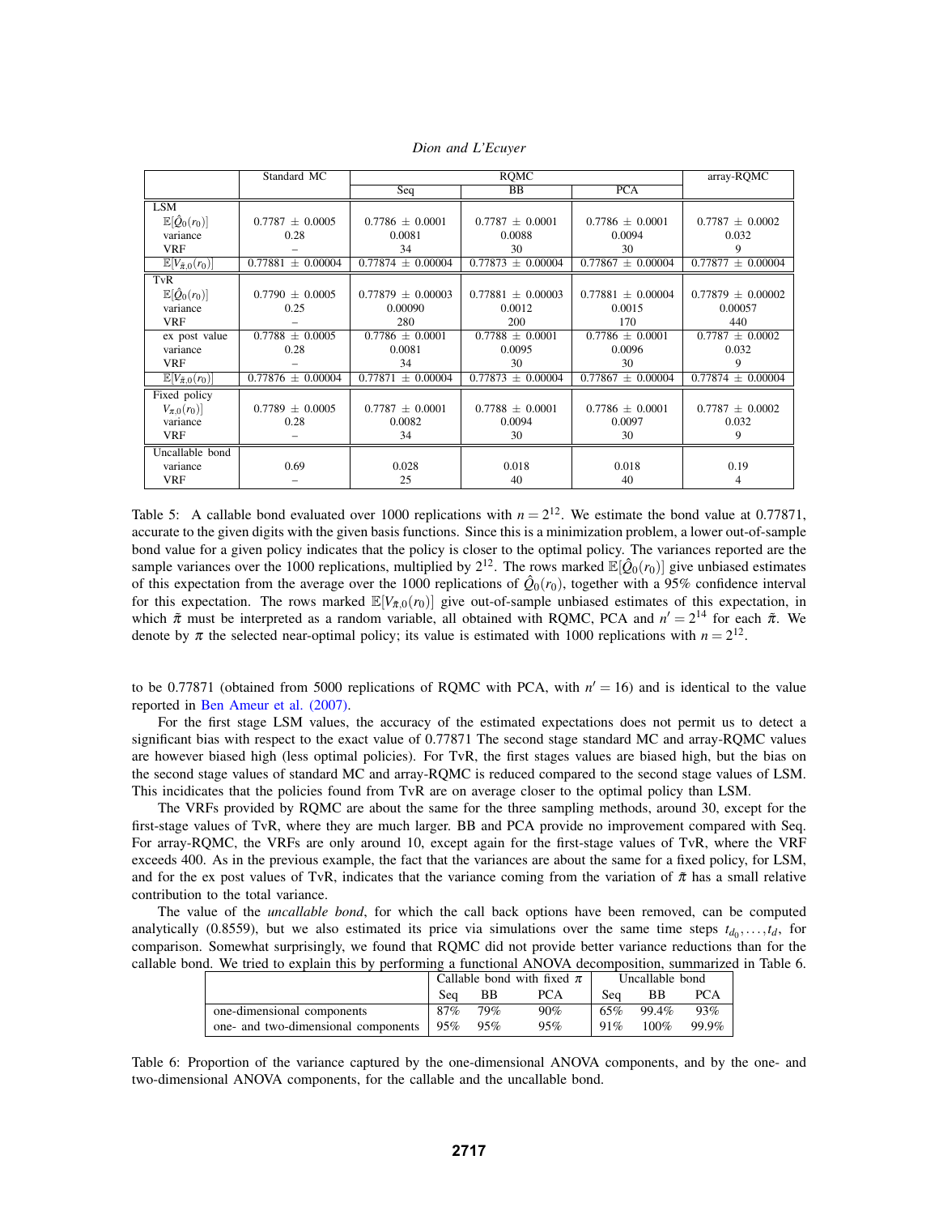| | Standard MC | RQMC | | | array-RQMC |
|---|---|---|---|---|---|
| | | Seq | BB | PCA | |
| LSM | | | | | |
| $\mathbb{E}[\hat{Q}_0(r_0)]$ | 0.7787 ± 0.0005 | 0.7786 ± 0.0001 | 0.7787 ± 0.0001 | 0.7786 ± 0.0001 | 0.7787 ± 0.0002 |
| variance | 0.28 | 0.0081 | 0.0088 | 0.0094 | 0.032 |
| VRF | – | 34 | 30 | 30 | 9 |
| $\mathbb{E}[V_{\tilde{\pi},0}(r_0)]$ | 0.77881 ± 0.00004 | 0.77874 ± 0.00004 | 0.77873 ± 0.00004 | 0.77867 ± 0.00004 | 0.77877 ± 0.00004 |
| TvR | | | | | |
| $\mathbb{E}[\hat{Q}_0(r_0)]$ | 0.7790 ± 0.0005 | 0.77879 ± 0.00003 | 0.77881 ± 0.00003 | 0.77881 ± 0.00004 | 0.77879 ± 0.00002 |
| variance | 0.25 | 0.00090 | 0.0012 | 0.0015 | 0.00057 |
| VRF | – | 280 | 200 | 170 | 440 |
| ex post value | 0.7788 ± 0.0005 | 0.7786 ± 0.0001 | 0.7788 ± 0.0001 | 0.7786 ± 0.0001 | 0.7787 ± 0.0002 |
| variance | 0.28 | 0.0081 | 0.0095 | 0.0096 | 0.032 |
| VRF | – | 34 | 30 | 30 | 9 |
| $\mathbb{E}[V_{\tilde{\pi},0}(r_0)]$ | 0.77876 ± 0.00004 | 0.77871 ± 0.00004 | 0.77873 ± 0.00004 | 0.77867 ± 0.00004 | 0.77874 ± 0.00004 |
| Fixed policy | | | | | |
| $V_{\pi,0}(r_0)]$ | 0.7789 ± 0.0005 | 0.7787 ± 0.0001 | 0.7788 ± 0.0001 | 0.7786 ± 0.0001 | 0.7787 ± 0.0002 |
| variance | 0.28 | 0.0082 | 0.0094 | 0.0097 | 0.032 |
| VRF | – | 34 | 30 | 30 | 9 |
| Uncallable bond | | | | | |
| variance | 0.69 | 0.028 | 0.018 | 0.018 | 0.19 |
| VRF | – | 25 | 40 | 40 | 4 |

Table 5: A callable bond evaluated over 1000 replications with $n = 2^{12}$. We estimate the bond value at 0.77871, accurate to the given digits with the given basis functions. Since this is a minimization problem, a lower out-of-sample bond value for a given policy indicates that the policy is closer to the optimal policy. The variances reported are the sample variances over the 1000 replications, multiplied by $2^{12}$. The rows marked $\mathbb{E}[\hat{Q}_0(r_0)]$ give unbiased estimates of this expectation from the average over the 1000 replications of $\hat{Q}_0(r_0)$, together with a 95% confidence interval for this expectation. The rows marked $\mathbb{E}[V_{\tilde{\pi},0}(r_0)]$ give out-of-sample unbiased estimates of this expectation, in which $\tilde{\pi}$ must be interpreted as a random variable, all obtained with RQMC, PCA and $n' = 2^{14}$ for each $\tilde{\pi}$. We denote by $\pi$ the selected near-optimal policy; its value is estimated with 1000 replications with $n = 2^{12}$.

to be 0.77871 (obtained from 5000 replications of RQMC with PCA, with $n' = 16$) and is identical to the value reported in Ben Ameur et al. (2007).

For the first stage LSM values, the accuracy of the estimated expectations does not permit us to detect a significant bias with respect to the exact value of 0.77871 The second stage standard MC and array-RQMC values are however biased high (less optimal policies). For TvR, the first stages values are biased high, but the bias on the second stage values of standard MC and array-RQMC is reduced compared to the second stage values of LSM. This incidicates that the policies found from TvR are on average closer to the optimal policy than LSM.

The VRFs provided by RQMC are about the same for the three sampling methods, around 30, except for the first-stage values of TvR, where they are much larger. BB and PCA provide no improvement compared with Seq. For array-RQMC, the VRFs are only around 10, except again for the first-stage values of TvR, where the VRF exceeds 400. As in the previous example, the fact that the variances are about the same for a fixed policy, for LSM, and for the ex post values of TvR, indicates that the variance coming from the variation of $\tilde{\pi}$ has a small relative contribution to the total variance.

The value of the *uncallable bond*, for which the call back options have been removed, can be computed analytically (0.8559), but we also estimated its price via simulations over the same time steps $t_{d_0}, \ldots, t_d$, for comparison. Somewhat surprisingly, we found that RQMC did not provide better variance reductions than for the callable bond. We tried to explain this by performing a functional ANOVA decomposition, summarized in Table 6.

| | Callable bond with fixed $\pi$ | | | Uncallable bond | | |
|---|---|---|---|---|---|---|
| | Seq | BB | PCA | Seq | BB | PCA |
| one-dimensional components | 87% | 79% | 90% | 65% | 99.4% | 93% |
| one- and two-dimensional components | 95% | 95% | 95% | 91% | 100% | 99.9% |

Table 6: Proportion of the variance captured by the one-dimensional ANOVA components, and by the one- and two-dimensional ANOVA components, for the callable and the uncallable bond.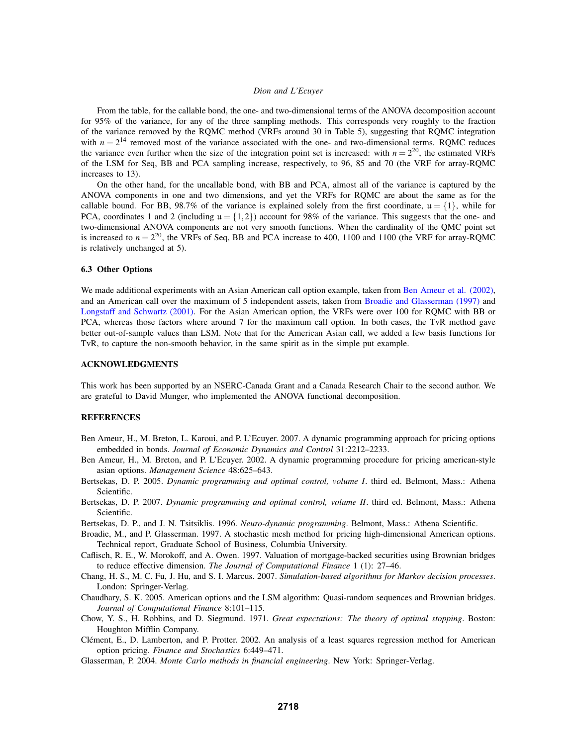From the table, for the callable bond, the one- and two-dimensional terms of the ANOVA decomposition account for 95% of the variance, for any of the three sampling methods. This corresponds very roughly to the fraction of the variance removed by the RQMC method (VRFs around 30 in Table 5), suggesting that RQMC integration with $n = 2^{14}$ removed most of the variance associated with the one- and two-dimensional terms. RQMC reduces the variance even further when the size of the integration point set is increased: with $n = 2^{20}$, the estimated VRFs of the LSM for Seq, BB and PCA sampling increase, respectively, to 96, 85 and 70 (the VRF for array-RQMC increases to 13).

On the other hand, for the uncallable bond, with BB and PCA, almost all of the variance is captured by the ANOVA components in one and two dimensions, and yet the VRFs for RQMC are about the same as for the callable bound. For BB, 98.7% of the variance is explained solely from the first coordinate, $\mathfrak{u} = \{1\}$, while for PCA, coordinates 1 and 2 (including $\mathfrak{u} = \{1,2\}$) account for 98% of the variance. This suggests that the one- and two-dimensional ANOVA components are not very smooth functions. When the cardinality of the QMC point set is increased to $n = 2^{20}$, the VRFs of Seq, BB and PCA increase to 400, 1100 and 1100 (the VRF for array-RQMC is relatively unchanged at 5).

### 6.3 Other Options

We made additional experiments with an Asian American call option example, taken from Ben Ameur et al. (2002), and an American call over the maximum of 5 independent assets, taken from Broadie and Glasserman (1997) and Longstaff and Schwartz (2001). For the Asian American option, the VRFs were over 100 for RQMC with BB or PCA, whereas those factors where around 7 for the maximum call option. In both cases, the TvR method gave better out-of-sample values than LSM. Note that for the American Asian call, we added a few basis functions for TvR, to capture the non-smooth behavior, in the same spirit as in the simple put example.

## ACKNOWLEDGMENTS

This work has been supported by an NSERC-Canada Grant and a Canada Research Chair to the second author. We are grateful to David Munger, who implemented the ANOVA functional decomposition.

## REFERENCES

Ben Ameur, H., M. Breton, L. Karoui, and P. L'Ecuyer. 2007. A dynamic programming approach for pricing options embedded in bonds. *Journal of Economic Dynamics and Control* 31:2212–2233.

Ben Ameur, H., M. Breton, and P. L'Ecuyer. 2002. A dynamic programming procedure for pricing american-style asian options. *Management Science* 48:625–643.

Bertsekas, D. P. 2005. *Dynamic programming and optimal control, volume I*. third ed. Belmont, Mass.: Athena Scientific.

Bertsekas, D. P. 2007. *Dynamic programming and optimal control, volume II*. third ed. Belmont, Mass.: Athena Scientific.

Bertsekas, D. P., and J. N. Tsitsiklis. 1996. *Neuro-dynamic programming*. Belmont, Mass.: Athena Scientific.

Broadie, M., and P. Glasserman. 1997. A stochastic mesh method for pricing high-dimensional American options. Technical report, Graduate School of Business, Columbia University.

Caflisch, R. E., W. Morokoff, and A. Owen. 1997. Valuation of mortgage-backed securities using Brownian bridges to reduce effective dimension. *The Journal of Computational Finance* 1 (1): 27–46.

Chang, H. S., M. C. Fu, J. Hu, and S. I. Marcus. 2007. *Simulation-based algorithms for Markov decision processes*. London: Springer-Verlag.

Chaudhary, S. K. 2005. American options and the LSM algorithm: Quasi-random sequences and Brownian bridges. *Journal of Computational Finance* 8:101–115.

Chow, Y. S., H. Robbins, and D. Siegmund. 1971. *Great expectations: The theory of optimal stopping*. Boston: Houghton Mifflin Company.

Clément, E., D. Lamberton, and P. Protter. 2002. An analysis of a least squares regression method for American option pricing. *Finance and Stochastics* 6:449–471.

Glasserman, P. 2004. *Monte Carlo methods in financial engineering*. New York: Springer-Verlag.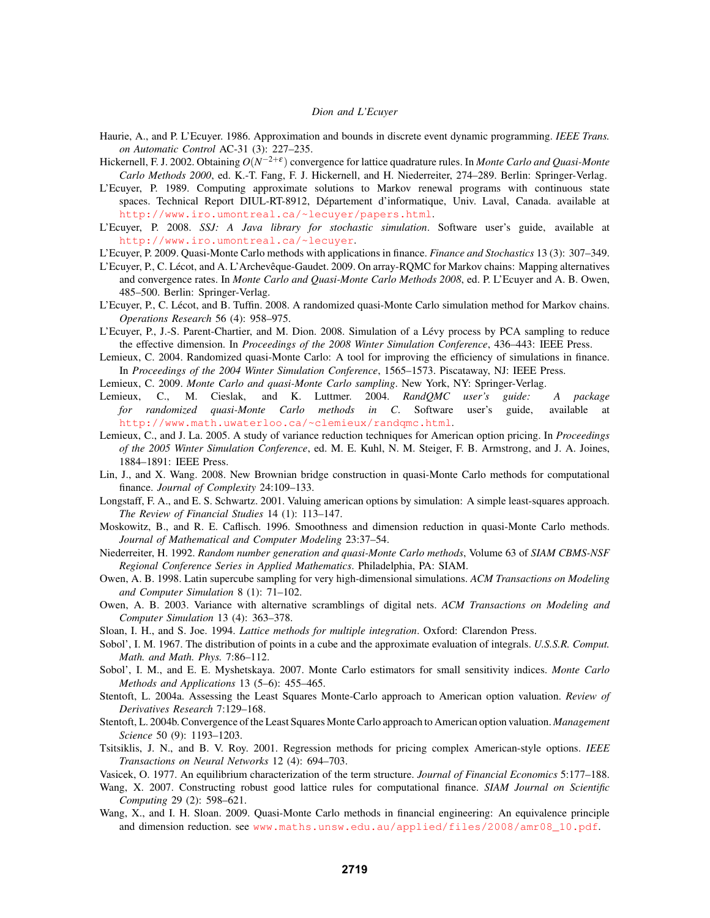Haurie, A., and P. L'Ecuyer. 1986. Approximation and bounds in discrete event dynamic programming. *IEEE Trans. on Automatic Control* AC-31 (3): 227–235.

Hickernell, F. J. 2002. Obtaining $O(N^{-2+\varepsilon})$ convergence for lattice quadrature rules. In *Monte Carlo and Quasi-Monte Carlo Methods 2000*, ed. K.-T. Fang, F. J. Hickernell, and H. Niederreiter, 274–289. Berlin: Springer-Verlag.

L'Ecuyer, P. 1989. Computing approximate solutions to Markov renewal programs with continuous state spaces. Technical Report DIUL-RT-8912, Département d'informatique, Univ. Laval, Canada. available at http://www.iro.umontreal.ca/~lecuyer/papers.html.

L'Ecuyer, P. 2008. *SSJ: A Java library for stochastic simulation*. Software user's guide, available at http://www.iro.umontreal.ca/~lecuyer.

L'Ecuyer, P. 2009. Quasi-Monte Carlo methods with applications in finance. *Finance and Stochastics* 13 (3): 307–349.

L'Ecuyer, P., C. Lécot, and A. L'Archevêque-Gaudet. 2009. On array-RQMC for Markov chains: Mapping alternatives and convergence rates. In *Monte Carlo and Quasi-Monte Carlo Methods 2008*, ed. P. L'Ecuyer and A. B. Owen, 485–500. Berlin: Springer-Verlag.

L'Ecuyer, P., C. Lécot, and B. Tuffin. 2008. A randomized quasi-Monte Carlo simulation method for Markov chains. *Operations Research* 56 (4): 958–975.

L'Ecuyer, P., J.-S. Parent-Chartier, and M. Dion. 2008. Simulation of a Lévy process by PCA sampling to reduce the effective dimension. In *Proceedings of the 2008 Winter Simulation Conference*, 436–443: IEEE Press.

Lemieux, C. 2004. Randomized quasi-Monte Carlo: A tool for improving the efficiency of simulations in finance. In *Proceedings of the 2004 Winter Simulation Conference*, 1565–1573. Piscataway, NJ: IEEE Press.

Lemieux, C. 2009. *Monte Carlo and quasi-Monte Carlo sampling*. New York, NY: Springer-Verlag.

Lemieux, C., M. Cieslak, and K. Luttmer. 2004. *RandQMC user's guide: A package for randomized quasi-Monte Carlo methods in C*. Software user's guide, available at http://www.math.uwaterloo.ca/~clemieux/randqmc.html.

Lemieux, C., and J. La. 2005. A study of variance reduction techniques for American option pricing. In *Proceedings of the 2005 Winter Simulation Conference*, ed. M. E. Kuhl, N. M. Steiger, F. B. Armstrong, and J. A. Joines, 1884–1891: IEEE Press.

Lin, J., and X. Wang. 2008. New Brownian bridge construction in quasi-Monte Carlo methods for computational finance. *Journal of Complexity* 24:109–133.

Longstaff, F. A., and E. S. Schwartz. 2001. Valuing american options by simulation: A simple least-squares approach. *The Review of Financial Studies* 14 (1): 113–147.

Moskowitz, B., and R. E. Caflisch. 1996. Smoothness and dimension reduction in quasi-Monte Carlo methods. *Journal of Mathematical and Computer Modeling* 23:37–54.

Niederreiter, H. 1992. *Random number generation and quasi-Monte Carlo methods*, Volume 63 of *SIAM CBMS-NSF Regional Conference Series in Applied Mathematics*. Philadelphia, PA: SIAM.

Owen, A. B. 1998. Latin supercube sampling for very high-dimensional simulations. *ACM Transactions on Modeling and Computer Simulation* 8 (1): 71–102.

Owen, A. B. 2003. Variance with alternative scramblings of digital nets. *ACM Transactions on Modeling and Computer Simulation* 13 (4): 363–378.

Sloan, I. H., and S. Joe. 1994. *Lattice methods for multiple integration*. Oxford: Clarendon Press.

Sobol', I. M. 1967. The distribution of points in a cube and the approximate evaluation of integrals. *U.S.S.R. Comput. Math. and Math. Phys.* 7:86–112.

Sobol', I. M., and E. E. Myshetskaya. 2007. Monte Carlo estimators for small sensitivity indices. *Monte Carlo Methods and Applications* 13 (5–6): 455–465.

Stentoft, L. 2004a. Assessing the Least Squares Monte-Carlo approach to American option valuation. *Review of Derivatives Research* 7:129–168.

Stentoft, L. 2004b. Convergence of the Least Squares Monte Carlo approach to American option valuation. *Management Science* 50 (9): 1193–1203.

Tsitsiklis, J. N., and B. V. Roy. 2001. Regression methods for pricing complex American-style options. *IEEE Transactions on Neural Networks* 12 (4): 694–703.

Vasicek, O. 1977. An equilibrium characterization of the term structure. *Journal of Financial Economics* 5:177–188.

Wang, X. 2007. Constructing robust good lattice rules for computational finance. *SIAM Journal on Scientific Computing* 29 (2): 598–621.

Wang, X., and I. H. Sloan. 2009. Quasi-Monte Carlo methods in financial engineering: An equivalence principle and dimension reduction. see www.maths.unsw.edu.au/applied/files/2008/amr08_10.pdf.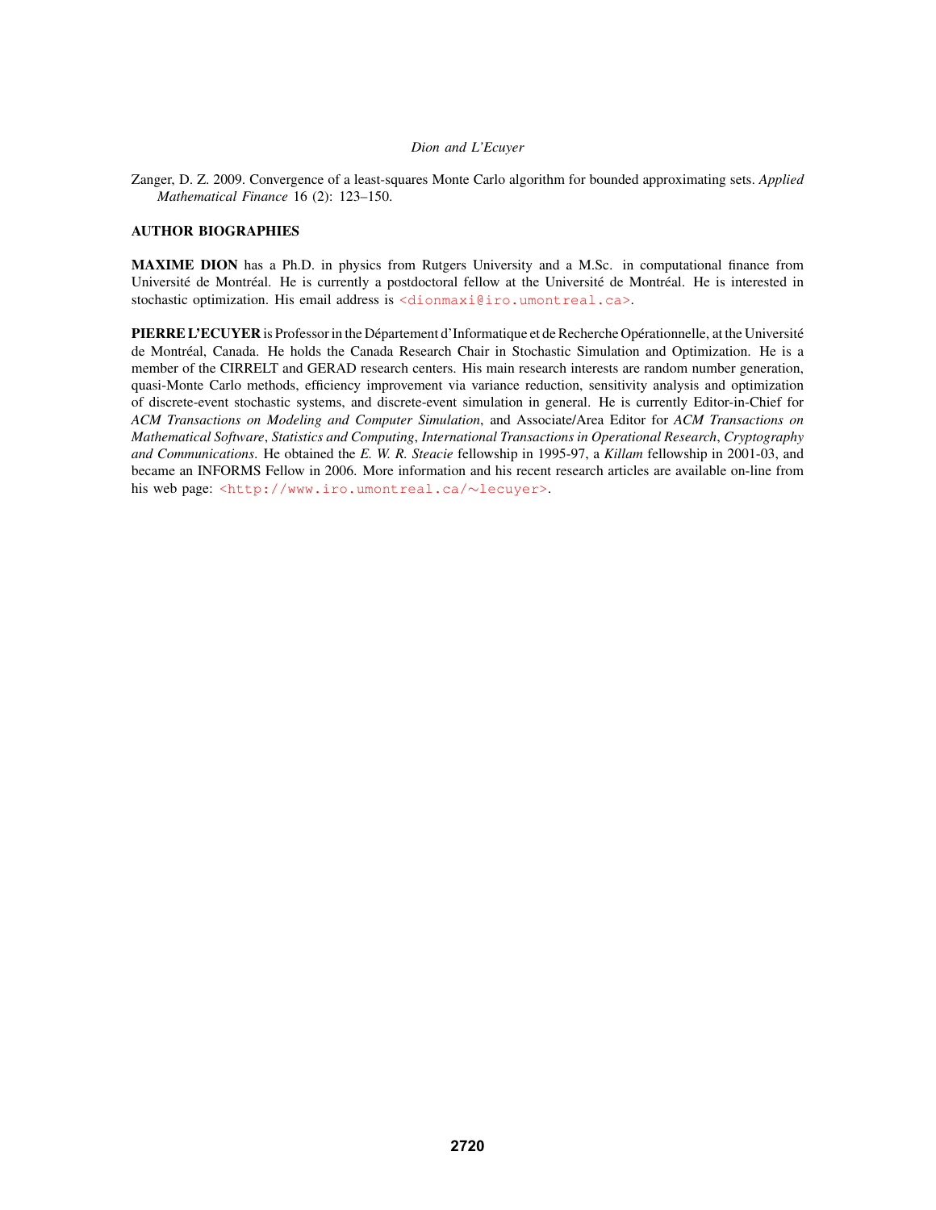Zanger, D. Z. 2009. Convergence of a least-squares Monte Carlo algorithm for bounded approximating sets. *Applied Mathematical Finance* 16 (2): 123–150.

## AUTHOR BIOGRAPHIES

**MAXIME DION** has a Ph.D. in physics from Rutgers University and a M.Sc. in computational finance from Université de Montréal. He is currently a postdoctoral fellow at the Université de Montréal. He is interested in stochastic optimization. His email address is <dionmaxi@iro.umontreal.ca>.

**PIERRE L'ECUYER** is Professor in the Département d'Informatique et de Recherche Opérationnelle, at the Université de Montréal, Canada. He holds the Canada Research Chair in Stochastic Simulation and Optimization. He is a member of the CIRRELT and GERAD research centers. His main research interests are random number generation, quasi-Monte Carlo methods, efficiency improvement via variance reduction, sensitivity analysis and optimization of discrete-event stochastic systems, and discrete-event simulation in general. He is currently Editor-in-Chief for *ACM Transactions on Modeling and Computer Simulation*, and Associate/Area Editor for *ACM Transactions on Mathematical Software*, *Statistics and Computing*, *International Transactions in Operational Research*, *Cryptography and Communications*. He obtained the *E. W. R. Steacie* fellowship in 1995-97, a *Killam* fellowship in 2001-03, and became an INFORMS Fellow in 2006. More information and his recent research articles are available on-line from his web page: <http://www.iro.umontreal.ca/∼lecuyer>.